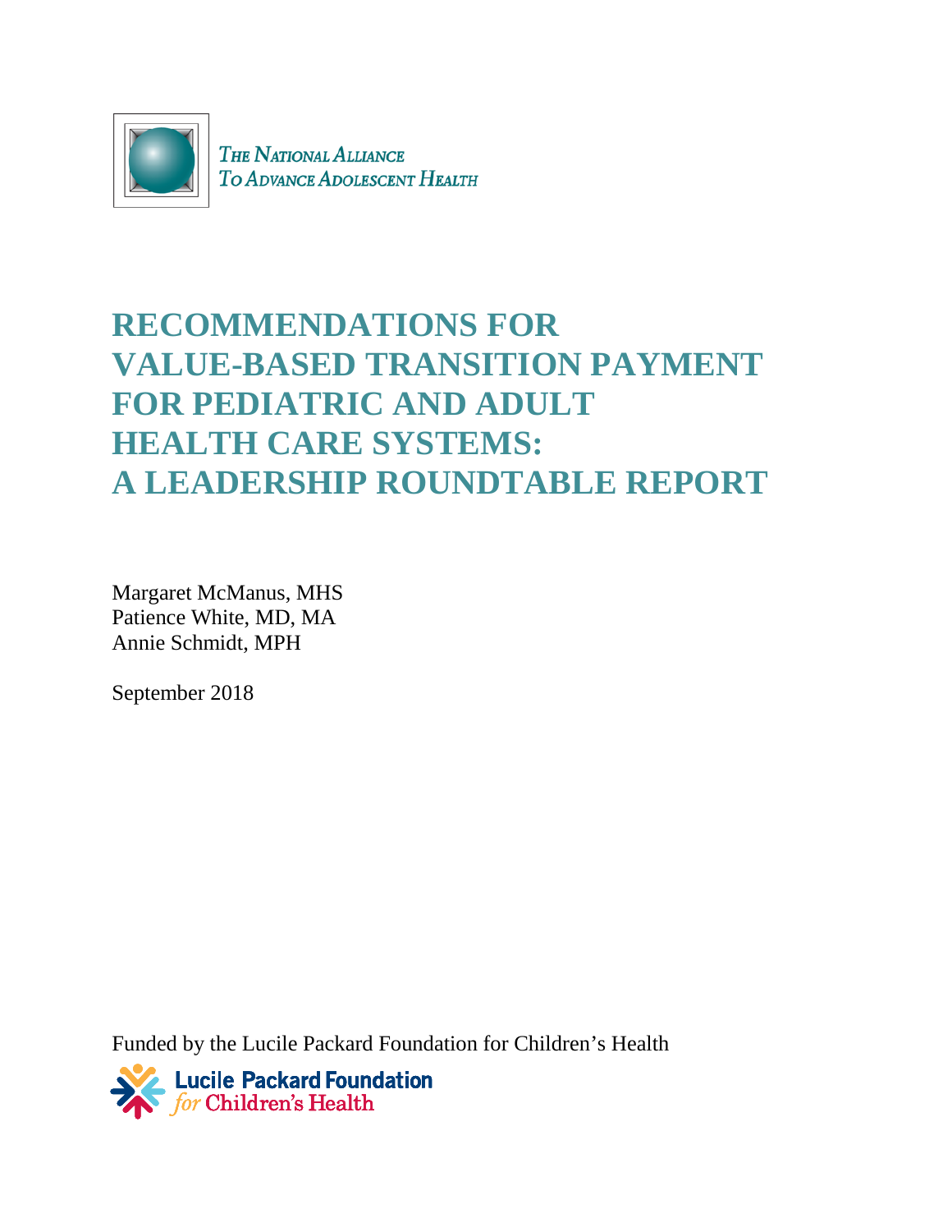THE NATIONAL ALLIANCE
TO ADVANCE ADOLESCENT HEALTH

# RECOMMENDATIONS FOR VALUE-BASED TRANSITION PAYMENT FOR PEDIATRIC AND ADULT HEALTH CARE SYSTEMS: A LEADERSHIP ROUNDTABLE REPORT

Margaret McManus, MHS
Patience White, MD, MA
Annie Schmidt, MPH

September 2018

Funded by the Lucile Packard Foundation for Children's Health

Lucile Packard Foundation *for* Children's Health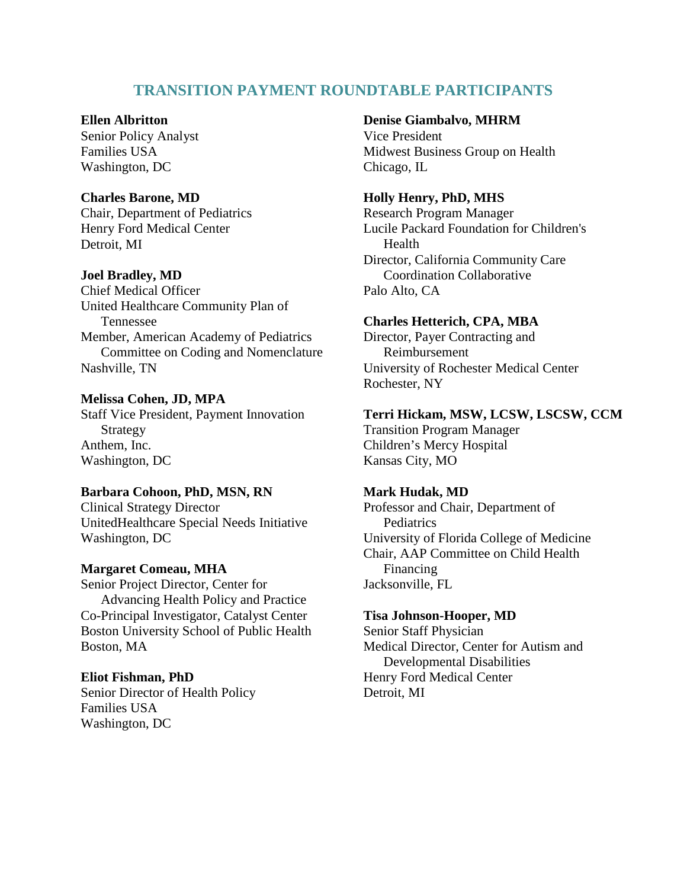## TRANSITION PAYMENT ROUNDTABLE PARTICIPANTS

**Ellen Albritton**
Senior Policy Analyst
Families USA
Washington, DC

**Charles Barone, MD**
Chair, Department of Pediatrics
Henry Ford Medical Center
Detroit, MI

**Joel Bradley, MD**
Chief Medical Officer
United Healthcare Community Plan of Tennessee
Member, American Academy of Pediatrics Committee on Coding and Nomenclature
Nashville, TN

**Melissa Cohen, JD, MPA**
Staff Vice President, Payment Innovation Strategy
Anthem, Inc.
Washington, DC

**Barbara Cohoon, PhD, MSN, RN**
Clinical Strategy Director
UnitedHealthcare Special Needs Initiative
Washington, DC

**Margaret Comeau, MHA**
Senior Project Director, Center for Advancing Health Policy and Practice
Co-Principal Investigator, Catalyst Center
Boston University School of Public Health
Boston, MA

**Eliot Fishman, PhD**
Senior Director of Health Policy
Families USA
Washington, DC

**Denise Giambalvo, MHRM**
Vice President
Midwest Business Group on Health
Chicago, IL

**Holly Henry, PhD, MHS**
Research Program Manager
Lucile Packard Foundation for Children's Health
Director, California Community Care Coordination Collaborative
Palo Alto, CA

**Charles Hetterich, CPA, MBA**
Director, Payer Contracting and Reimbursement
University of Rochester Medical Center
Rochester, NY

**Terri Hickam, MSW, LCSW, LSCSW, CCM**
Transition Program Manager
Children's Mercy Hospital
Kansas City, MO

**Mark Hudak, MD**
Professor and Chair, Department of Pediatrics
University of Florida College of Medicine
Chair, AAP Committee on Child Health Financing
Jacksonville, FL

**Tisa Johnson-Hooper, MD**
Senior Staff Physician
Medical Director, Center for Autism and Developmental Disabilities
Henry Ford Medical Center
Detroit, MI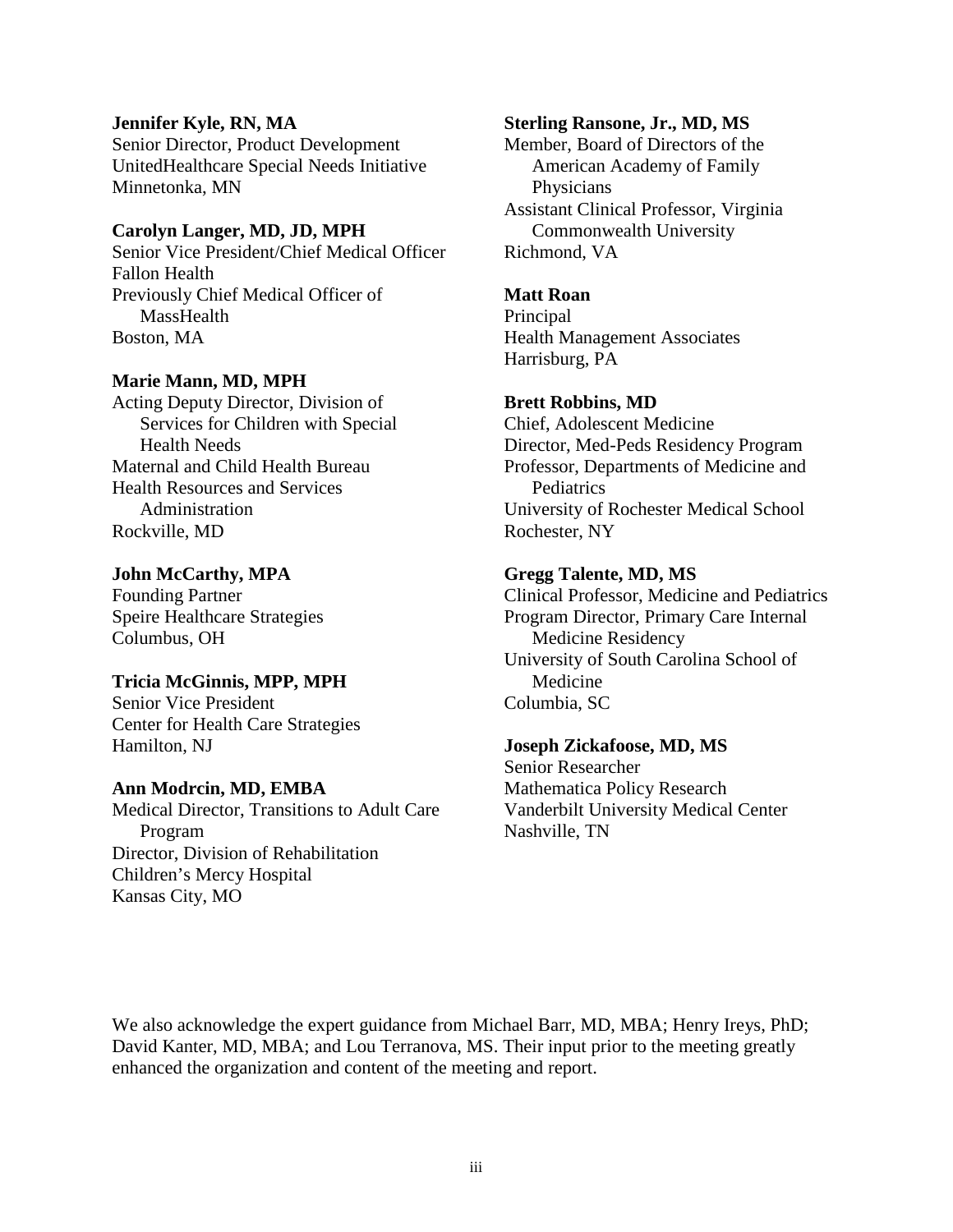**Jennifer Kyle, RN, MA**
Senior Director, Product Development
UnitedHealthcare Special Needs Initiative
Minnetonka, MN

**Carolyn Langer, MD, JD, MPH**
Senior Vice President/Chief Medical Officer
Fallon Health
Previously Chief Medical Officer of MassHealth
Boston, MA

**Marie Mann, MD, MPH**
Acting Deputy Director, Division of Services for Children with Special Health Needs
Maternal and Child Health Bureau
Health Resources and Services Administration
Rockville, MD

**John McCarthy, MPA**
Founding Partner
Speire Healthcare Strategies
Columbus, OH

**Tricia McGinnis, MPP, MPH**
Senior Vice President
Center for Health Care Strategies
Hamilton, NJ

**Ann Modrcin, MD, EMBA**
Medical Director, Transitions to Adult Care Program
Director, Division of Rehabilitation
Children's Mercy Hospital
Kansas City, MO

**Sterling Ransone, Jr., MD, MS**
Member, Board of Directors of the American Academy of Family Physicians
Assistant Clinical Professor, Virginia Commonwealth University
Richmond, VA

**Matt Roan**
Principal
Health Management Associates
Harrisburg, PA

**Brett Robbins, MD**
Chief, Adolescent Medicine
Director, Med-Peds Residency Program
Professor, Departments of Medicine and Pediatrics
University of Rochester Medical School
Rochester, NY

**Gregg Talente, MD, MS**
Clinical Professor, Medicine and Pediatrics
Program Director, Primary Care Internal Medicine Residency
University of South Carolina School of Medicine
Columbia, SC

**Joseph Zickafoose, MD, MS**
Senior Researcher
Mathematica Policy Research
Vanderbilt University Medical Center
Nashville, TN

We also acknowledge the expert guidance from Michael Barr, MD, MBA; Henry Ireys, PhD; David Kanter, MD, MBA; and Lou Terranova, MS. Their input prior to the meeting greatly enhanced the organization and content of the meeting and report.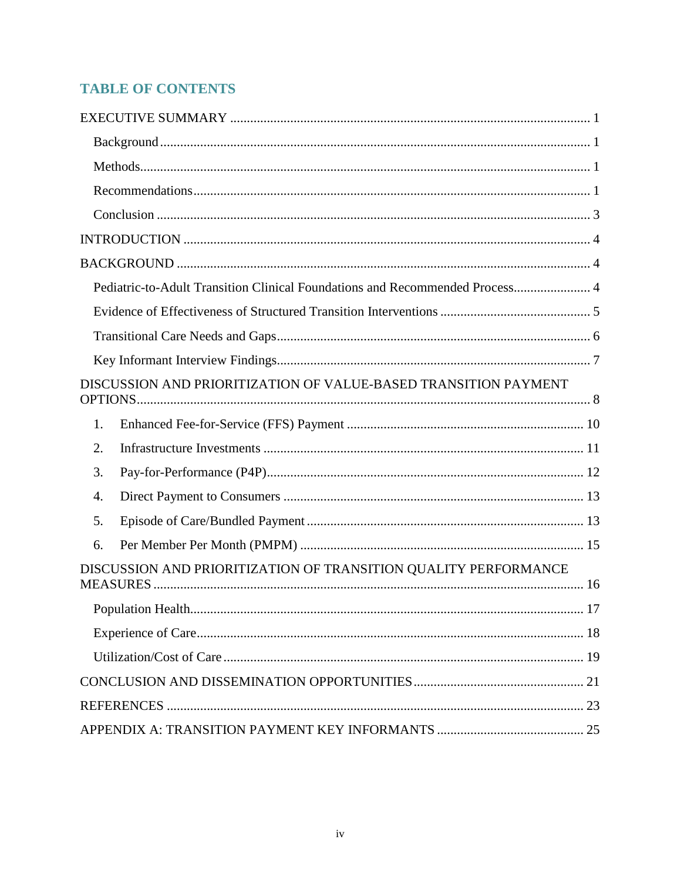## TABLE OF CONTENTS

EXECUTIVE SUMMARY ... 1

- Background ... 1
- Methods ... 1
- Recommendations ... 1
- Conclusion ... 3

INTRODUCTION ... 4

BACKGROUND ... 4

- Pediatric-to-Adult Transition Clinical Foundations and Recommended Process ... 4
- Evidence of Effectiveness of Structured Transition Interventions ... 5
- Transitional Care Needs and Gaps ... 6
- Key Informant Interview Findings ... 7

DISCUSSION AND PRIORITIZATION OF VALUE-BASED TRANSITION PAYMENT OPTIONS ... 8

1. Enhanced Fee-for-Service (FFS) Payment ... 10
2. Infrastructure Investments ... 11
3. Pay-for-Performance (P4P) ... 12
4. Direct Payment to Consumers ... 13
5. Episode of Care/Bundled Payment ... 13
6. Per Member Per Month (PMPM) ... 15

DISCUSSION AND PRIORITIZATION OF TRANSITION QUALITY PERFORMANCE MEASURES ... 16

- Population Health ... 17
- Experience of Care ... 18
- Utilization/Cost of Care ... 19

CONCLUSION AND DISSEMINATION OPPORTUNITIES ... 21

REFERENCES ... 23

APPENDIX A: TRANSITION PAYMENT KEY INFORMANTS ... 25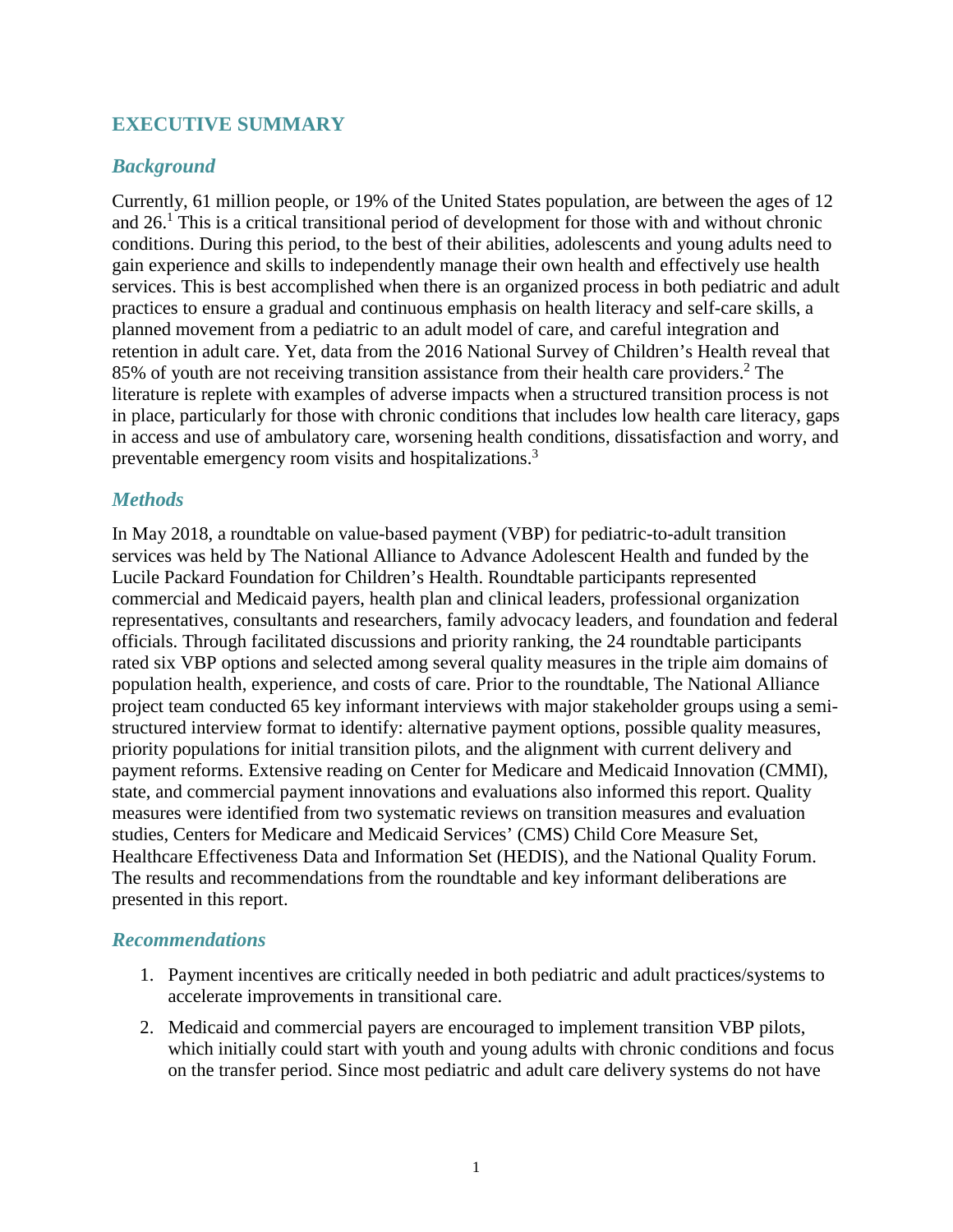# EXECUTIVE SUMMARY

## *Background*

Currently, 61 million people, or 19% of the United States population, are between the ages of 12 and 26.[1] This is a critical transitional period of development for those with and without chronic conditions. During this period, to the best of their abilities, adolescents and young adults need to gain experience and skills to independently manage their own health and effectively use health services. This is best accomplished when there is an organized process in both pediatric and adult practices to ensure a gradual and continuous emphasis on health literacy and self-care skills, a planned movement from a pediatric to an adult model of care, and careful integration and retention in adult care. Yet, data from the 2016 National Survey of Children's Health reveal that 85% of youth are not receiving transition assistance from their health care providers.[2] The literature is replete with examples of adverse impacts when a structured transition process is not in place, particularly for those with chronic conditions that includes low health care literacy, gaps in access and use of ambulatory care, worsening health conditions, dissatisfaction and worry, and preventable emergency room visits and hospitalizations.[3]

## *Methods*

In May 2018, a roundtable on value-based payment (VBP) for pediatric-to-adult transition services was held by The National Alliance to Advance Adolescent Health and funded by the Lucile Packard Foundation for Children's Health. Roundtable participants represented commercial and Medicaid payers, health plan and clinical leaders, professional organization representatives, consultants and researchers, family advocacy leaders, and foundation and federal officials. Through facilitated discussions and priority ranking, the 24 roundtable participants rated six VBP options and selected among several quality measures in the triple aim domains of population health, experience, and costs of care. Prior to the roundtable, The National Alliance project team conducted 65 key informant interviews with major stakeholder groups using a semi-structured interview format to identify: alternative payment options, possible quality measures, priority populations for initial transition pilots, and the alignment with current delivery and payment reforms. Extensive reading on Center for Medicare and Medicaid Innovation (CMMI), state, and commercial payment innovations and evaluations also informed this report. Quality measures were identified from two systematic reviews on transition measures and evaluation studies, Centers for Medicare and Medicaid Services' (CMS) Child Core Measure Set, Healthcare Effectiveness Data and Information Set (HEDIS), and the National Quality Forum. The results and recommendations from the roundtable and key informant deliberations are presented in this report.

## *Recommendations*

1. Payment incentives are critically needed in both pediatric and adult practices/systems to accelerate improvements in transitional care.
2. Medicaid and commercial payers are encouraged to implement transition VBP pilots, which initially could start with youth and young adults with chronic conditions and focus on the transfer period. Since most pediatric and adult care delivery systems do not have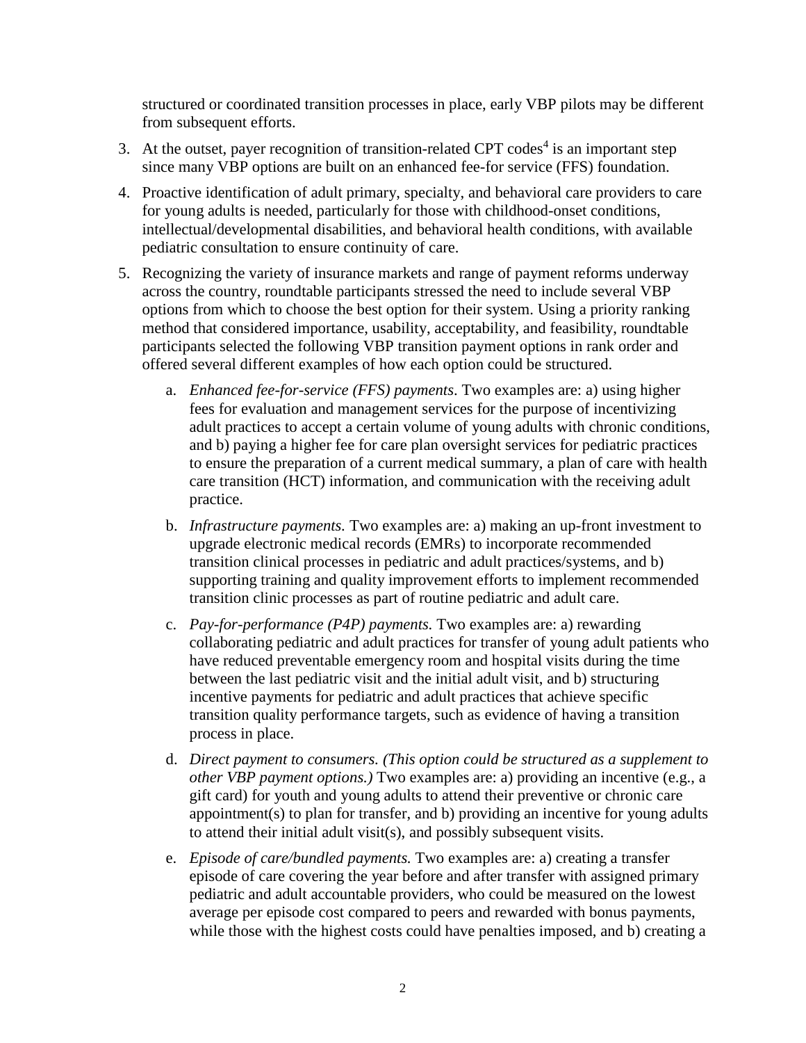structured or coordinated transition processes in place, early VBP pilots may be different from subsequent efforts.

3. At the outset, payer recognition of transition-related CPT codes[4] is an important step since many VBP options are built on an enhanced fee-for service (FFS) foundation.

4. Proactive identification of adult primary, specialty, and behavioral care providers to care for young adults is needed, particularly for those with childhood-onset conditions, intellectual/developmental disabilities, and behavioral health conditions, with available pediatric consultation to ensure continuity of care.

5. Recognizing the variety of insurance markets and range of payment reforms underway across the country, roundtable participants stressed the need to include several VBP options from which to choose the best option for their system. Using a priority ranking method that considered importance, usability, acceptability, and feasibility, roundtable participants selected the following VBP transition payment options in rank order and offered several different examples of how each option could be structured.

   a. *Enhanced fee-for-service (FFS) payments*. Two examples are: a) using higher fees for evaluation and management services for the purpose of incentivizing adult practices to accept a certain volume of young adults with chronic conditions, and b) paying a higher fee for care plan oversight services for pediatric practices to ensure the preparation of a current medical summary, a plan of care with health care transition (HCT) information, and communication with the receiving adult practice.

   b. *Infrastructure payments.* Two examples are: a) making an up-front investment to upgrade electronic medical records (EMRs) to incorporate recommended transition clinical processes in pediatric and adult practices/systems, and b) supporting training and quality improvement efforts to implement recommended transition clinic processes as part of routine pediatric and adult care.

   c. *Pay-for-performance (P4P) payments.* Two examples are: a) rewarding collaborating pediatric and adult practices for transfer of young adult patients who have reduced preventable emergency room and hospital visits during the time between the last pediatric visit and the initial adult visit, and b) structuring incentive payments for pediatric and adult practices that achieve specific transition quality performance targets, such as evidence of having a transition process in place.

   d. *Direct payment to consumers. (This option could be structured as a supplement to other VBP payment options.)* Two examples are: a) providing an incentive (e.g., a gift card) for youth and young adults to attend their preventive or chronic care appointment(s) to plan for transfer, and b) providing an incentive for young adults to attend their initial adult visit(s), and possibly subsequent visits.

   e. *Episode of care/bundled payments.* Two examples are: a) creating a transfer episode of care covering the year before and after transfer with assigned primary pediatric and adult accountable providers, who could be measured on the lowest average per episode cost compared to peers and rewarded with bonus payments, while those with the highest costs could have penalties imposed, and b) creating a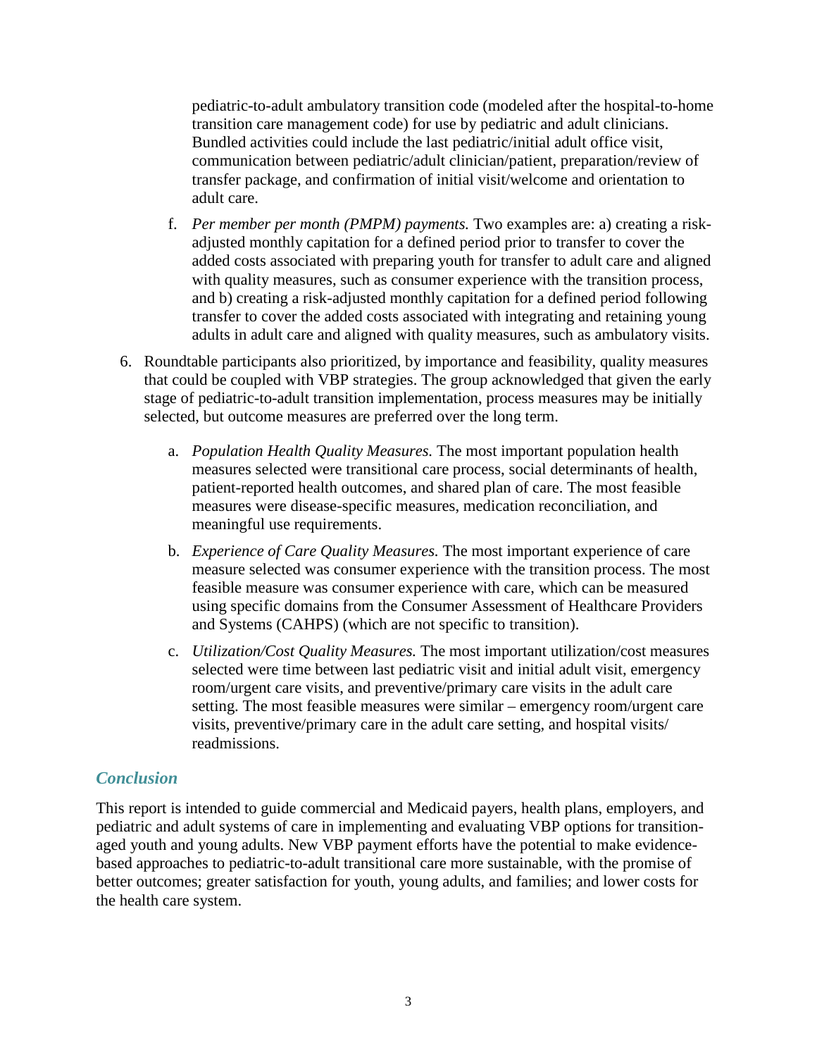pediatric-to-adult ambulatory transition code (modeled after the hospital-to-home transition care management code) for use by pediatric and adult clinicians. Bundled activities could include the last pediatric/initial adult office visit, communication between pediatric/adult clinician/patient, preparation/review of transfer package, and confirmation of initial visit/welcome and orientation to adult care.

   f. *Per member per month (PMPM) payments.* Two examples are: a) creating a risk-adjusted monthly capitation for a defined period prior to transfer to cover the added costs associated with preparing youth for transfer to adult care and aligned with quality measures, such as consumer experience with the transition process, and b) creating a risk-adjusted monthly capitation for a defined period following transfer to cover the added costs associated with integrating and retaining young adults in adult care and aligned with quality measures, such as ambulatory visits.

6. Roundtable participants also prioritized, by importance and feasibility, quality measures that could be coupled with VBP strategies. The group acknowledged that given the early stage of pediatric-to-adult transition implementation, process measures may be initially selected, but outcome measures are preferred over the long term.

   a. *Population Health Quality Measures.* The most important population health measures selected were transitional care process, social determinants of health, patient-reported health outcomes, and shared plan of care. The most feasible measures were disease-specific measures, medication reconciliation, and meaningful use requirements.

   b. *Experience of Care Quality Measures.* The most important experience of care measure selected was consumer experience with the transition process. The most feasible measure was consumer experience with care, which can be measured using specific domains from the Consumer Assessment of Healthcare Providers and Systems (CAHPS) (which are not specific to transition).

   c. *Utilization/Cost Quality Measures.* The most important utilization/cost measures selected were time between last pediatric visit and initial adult visit, emergency room/urgent care visits, and preventive/primary care visits in the adult care setting. The most feasible measures were similar – emergency room/urgent care visits, preventive/primary care in the adult care setting, and hospital visits/readmissions.

## *Conclusion*

This report is intended to guide commercial and Medicaid payers, health plans, employers, and pediatric and adult systems of care in implementing and evaluating VBP options for transition-aged youth and young adults. New VBP payment efforts have the potential to make evidence-based approaches to pediatric-to-adult transitional care more sustainable, with the promise of better outcomes; greater satisfaction for youth, young adults, and families; and lower costs for the health care system.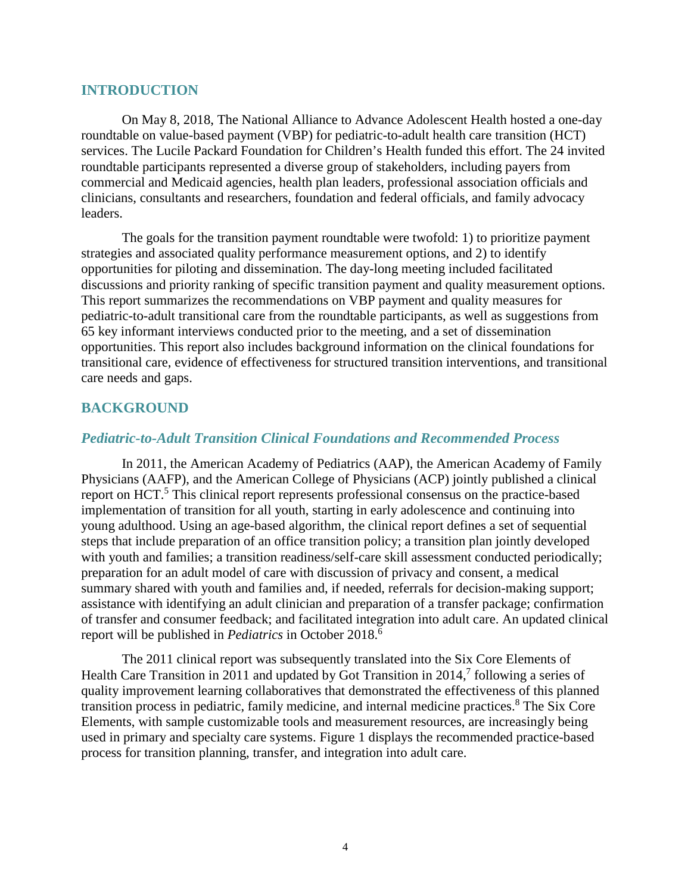## INTRODUCTION

On May 8, 2018, The National Alliance to Advance Adolescent Health hosted a one-day roundtable on value-based payment (VBP) for pediatric-to-adult health care transition (HCT) services. The Lucile Packard Foundation for Children's Health funded this effort. The 24 invited roundtable participants represented a diverse group of stakeholders, including payers from commercial and Medicaid agencies, health plan leaders, professional association officials and clinicians, consultants and researchers, foundation and federal officials, and family advocacy leaders.

The goals for the transition payment roundtable were twofold: 1) to prioritize payment strategies and associated quality performance measurement options, and 2) to identify opportunities for piloting and dissemination. The day-long meeting included facilitated discussions and priority ranking of specific transition payment and quality measurement options. This report summarizes the recommendations on VBP payment and quality measures for pediatric-to-adult transitional care from the roundtable participants, as well as suggestions from 65 key informant interviews conducted prior to the meeting, and a set of dissemination opportunities. This report also includes background information on the clinical foundations for transitional care, evidence of effectiveness for structured transition interventions, and transitional care needs and gaps.

## BACKGROUND

### *Pediatric-to-Adult Transition Clinical Foundations and Recommended Process*

In 2011, the American Academy of Pediatrics (AAP), the American Academy of Family Physicians (AAFP), and the American College of Physicians (ACP) jointly published a clinical report on HCT.[5] This clinical report represents professional consensus on the practice-based implementation of transition for all youth, starting in early adolescence and continuing into young adulthood. Using an age-based algorithm, the clinical report defines a set of sequential steps that include preparation of an office transition policy; a transition plan jointly developed with youth and families; a transition readiness/self-care skill assessment conducted periodically; preparation for an adult model of care with discussion of privacy and consent, a medical summary shared with youth and families and, if needed, referrals for decision-making support; assistance with identifying an adult clinician and preparation of a transfer package; confirmation of transfer and consumer feedback; and facilitated integration into adult care. An updated clinical report will be published in *Pediatrics* in October 2018.[6]

The 2011 clinical report was subsequently translated into the Six Core Elements of Health Care Transition in 2011 and updated by Got Transition in 2014,[7] following a series of quality improvement learning collaboratives that demonstrated the effectiveness of this planned transition process in pediatric, family medicine, and internal medicine practices.[8] The Six Core Elements, with sample customizable tools and measurement resources, are increasingly being used in primary and specialty care systems. Figure 1 displays the recommended practice-based process for transition planning, transfer, and integration into adult care.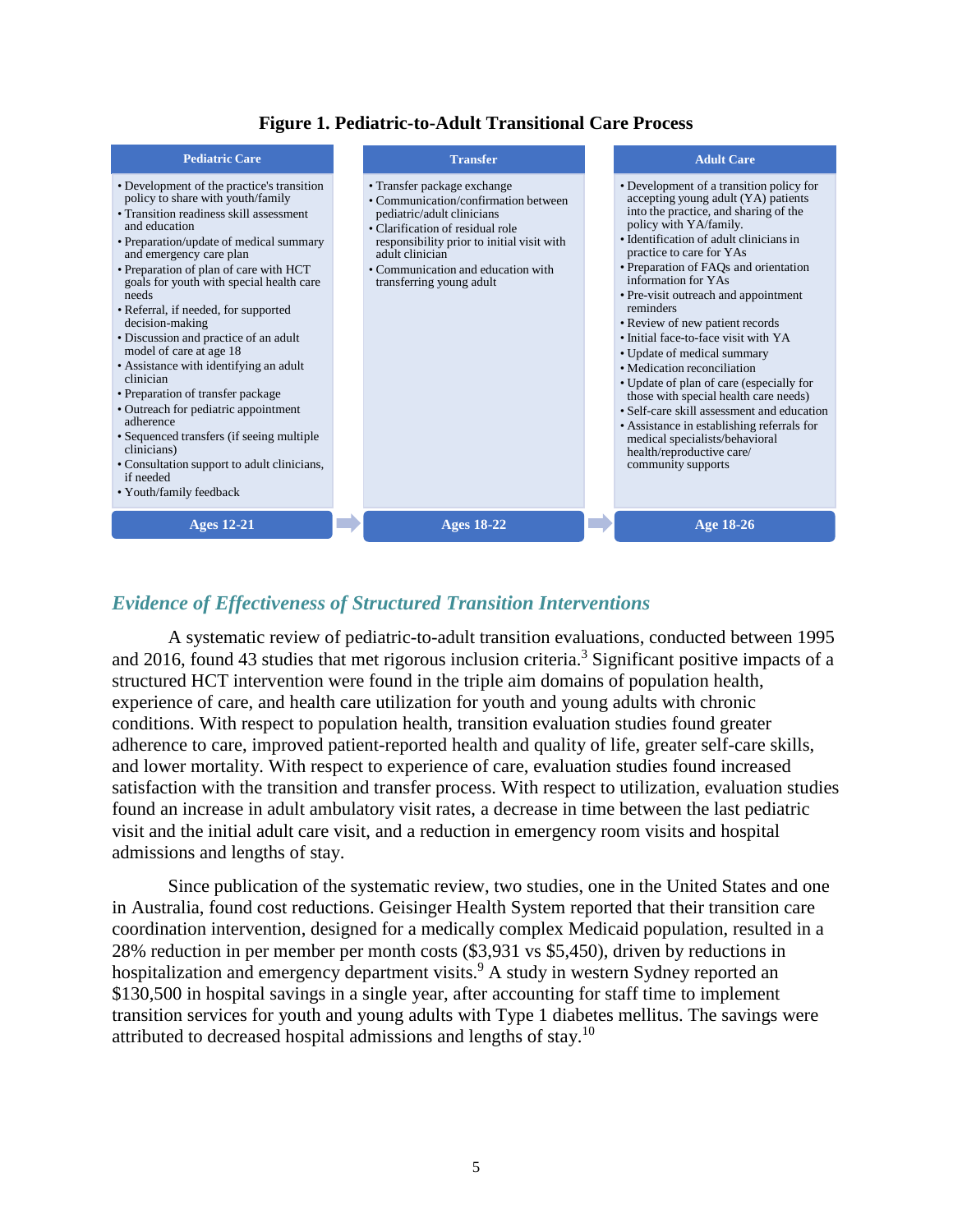**Figure 1. Pediatric-to-Adult Transitional Care Process**

| Pediatric Care | Transfer | Adult Care |
|---|---|---|
| • Development of the practice's transition policy to share with youth/family<br>• Transition readiness skill assessment and education<br>• Preparation/update of medical summary and emergency care plan<br>• Preparation of plan of care with HCT goals for youth with special health care needs<br>• Referral, if needed, for supported decision-making<br>• Discussion and practice of an adult model of care at age 18<br>• Assistance with identifying an adult clinician<br>• Preparation of transfer package<br>• Outreach for pediatric appointment adherence<br>• Sequenced transfers (if seeing multiple clinicians)<br>• Consultation support to adult clinicians, if needed<br>• Youth/family feedback | • Transfer package exchange<br>• Communication/confirmation between pediatric/adult clinicians<br>• Clarification of residual role responsibility prior to initial visit with adult clinician<br>• Communication and education with transferring young adult | • Development of a transition policy for accepting young adult (YA) patients into the practice, and sharing of the policy with YA/family.<br>• Identification of adult clinicians in practice to care for YAs<br>• Preparation of FAQs and orientation information for YAs<br>• Pre-visit outreach and appointment reminders<br>• Review of new patient records<br>• Initial face-to-face visit with YA<br>• Update of medical summary<br>• Medication reconciliation<br>• Update of plan of care (especially for those with special health care needs)<br>• Self-care skill assessment and education<br>• Assistance in establishing referrals for medical specialists/behavioral health/reproductive care/ community supports |
| **Ages 12-21** → | **Ages 18-22** → | **Age 18-26** |

## *Evidence of Effectiveness of Structured Transition Interventions*

A systematic review of pediatric-to-adult transition evaluations, conducted between 1995 and 2016, found 43 studies that met rigorous inclusion criteria.[3] Significant positive impacts of a structured HCT intervention were found in the triple aim domains of population health, experience of care, and health care utilization for youth and young adults with chronic conditions. With respect to population health, transition evaluation studies found greater adherence to care, improved patient-reported health and quality of life, greater self-care skills, and lower mortality. With respect to experience of care, evaluation studies found increased satisfaction with the transition and transfer process. With respect to utilization, evaluation studies found an increase in adult ambulatory visit rates, a decrease in time between the last pediatric visit and the initial adult care visit, and a reduction in emergency room visits and hospital admissions and lengths of stay.

Since publication of the systematic review, two studies, one in the United States and one in Australia, found cost reductions. Geisinger Health System reported that their transition care coordination intervention, designed for a medically complex Medicaid population, resulted in a 28% reduction in per member per month costs ($3,931 vs $5,450), driven by reductions in hospitalization and emergency department visits.[9] A study in western Sydney reported an $130,500 in hospital savings in a single year, after accounting for staff time to implement transition services for youth and young adults with Type 1 diabetes mellitus. The savings were attributed to decreased hospital admissions and lengths of stay.[10]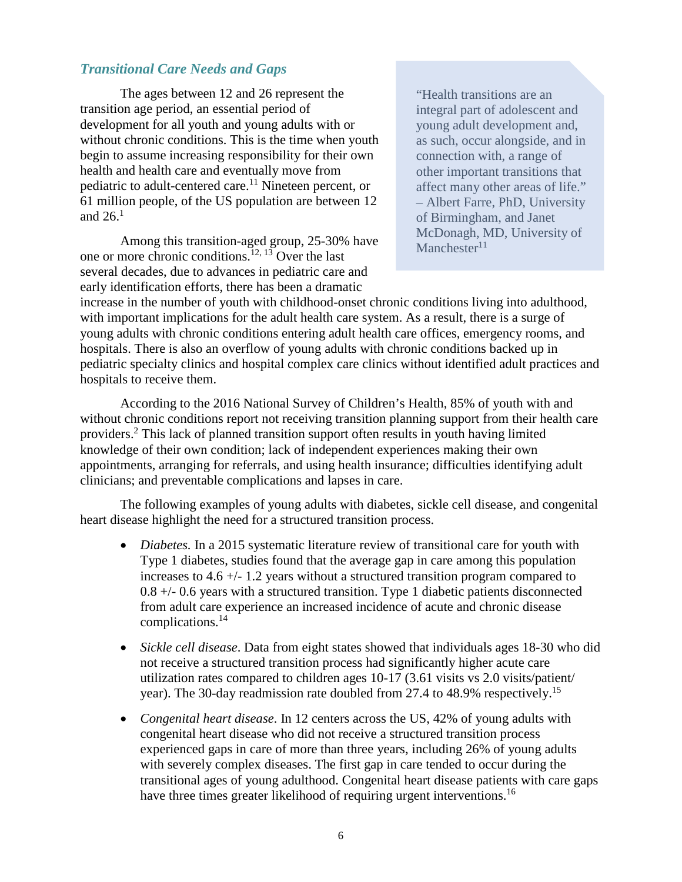### *Transitional Care Needs and Gaps*

The ages between 12 and 26 represent the transition age period, an essential period of development for all youth and young adults with or without chronic conditions. This is the time when youth begin to assume increasing responsibility for their own health and health care and eventually move from pediatric to adult-centered care.[11] Nineteen percent, or 61 million people, of the US population are between 12 and 26.[1]

> "Health transitions are an integral part of adolescent and young adult development and, as such, occur alongside, and in connection with, a range of other important transitions that affect many other areas of life." – Albert Farre, PhD, University of Birmingham, and Janet McDonagh, MD, University of Manchester[11]

Among this transition-aged group, 25-30% have one or more chronic conditions.[12, 13] Over the last several decades, due to advances in pediatric care and early identification efforts, there has been a dramatic increase in the number of youth with childhood-onset chronic conditions living into adulthood, with important implications for the adult health care system. As a result, there is a surge of young adults with chronic conditions entering adult health care offices, emergency rooms, and hospitals. There is also an overflow of young adults with chronic conditions backed up in pediatric specialty clinics and hospital complex care clinics without identified adult practices and hospitals to receive them.

According to the 2016 National Survey of Children's Health, 85% of youth with and without chronic conditions report not receiving transition planning support from their health care providers.[2] This lack of planned transition support often results in youth having limited knowledge of their own condition; lack of independent experiences making their own appointments, arranging for referrals, and using health insurance; difficulties identifying adult clinicians; and preventable complications and lapses in care.

The following examples of young adults with diabetes, sickle cell disease, and congenital heart disease highlight the need for a structured transition process.

- *Diabetes.* In a 2015 systematic literature review of transitional care for youth with Type 1 diabetes, studies found that the average gap in care among this population increases to 4.6 +/- 1.2 years without a structured transition program compared to 0.8 +/- 0.6 years with a structured transition. Type 1 diabetic patients disconnected from adult care experience an increased incidence of acute and chronic disease complications.[14]

- *Sickle cell disease*. Data from eight states showed that individuals ages 18-30 who did not receive a structured transition process had significantly higher acute care utilization rates compared to children ages 10-17 (3.61 visits vs 2.0 visits/patient/year). The 30-day readmission rate doubled from 27.4 to 48.9% respectively.[15]

- *Congenital heart disease*. In 12 centers across the US, 42% of young adults with congenital heart disease who did not receive a structured transition process experienced gaps in care of more than three years, including 26% of young adults with severely complex diseases. The first gap in care tended to occur during the transitional ages of young adulthood. Congenital heart disease patients with care gaps have three times greater likelihood of requiring urgent interventions.[16]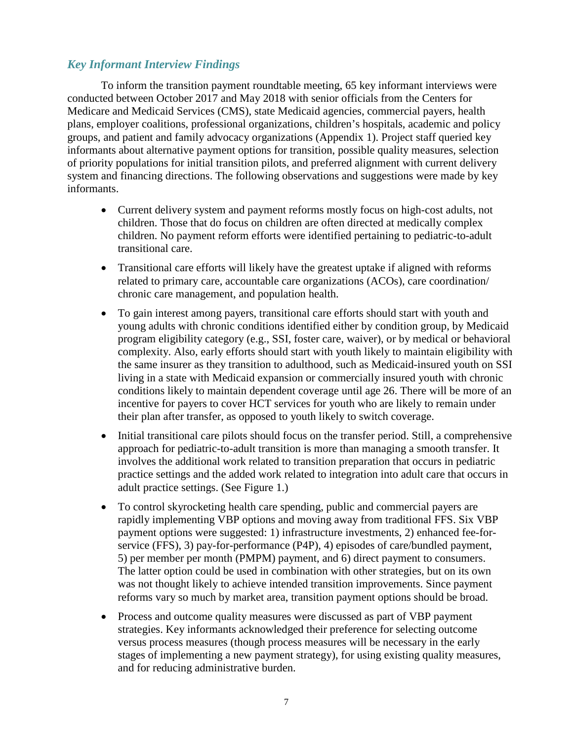### *Key Informant Interview Findings*

To inform the transition payment roundtable meeting, 65 key informant interviews were conducted between October 2017 and May 2018 with senior officials from the Centers for Medicare and Medicaid Services (CMS), state Medicaid agencies, commercial payers, health plans, employer coalitions, professional organizations, children's hospitals, academic and policy groups, and patient and family advocacy organizations (Appendix 1). Project staff queried key informants about alternative payment options for transition, possible quality measures, selection of priority populations for initial transition pilots, and preferred alignment with current delivery system and financing directions. The following observations and suggestions were made by key informants.

- Current delivery system and payment reforms mostly focus on high-cost adults, not children. Those that do focus on children are often directed at medically complex children. No payment reform efforts were identified pertaining to pediatric-to-adult transitional care.
- Transitional care efforts will likely have the greatest uptake if aligned with reforms related to primary care, accountable care organizations (ACOs), care coordination/ chronic care management, and population health.
- To gain interest among payers, transitional care efforts should start with youth and young adults with chronic conditions identified either by condition group, by Medicaid program eligibility category (e.g., SSI, foster care, waiver), or by medical or behavioral complexity. Also, early efforts should start with youth likely to maintain eligibility with the same insurer as they transition to adulthood, such as Medicaid-insured youth on SSI living in a state with Medicaid expansion or commercially insured youth with chronic conditions likely to maintain dependent coverage until age 26. There will be more of an incentive for payers to cover HCT services for youth who are likely to remain under their plan after transfer, as opposed to youth likely to switch coverage.
- Initial transitional care pilots should focus on the transfer period. Still, a comprehensive approach for pediatric-to-adult transition is more than managing a smooth transfer. It involves the additional work related to transition preparation that occurs in pediatric practice settings and the added work related to integration into adult care that occurs in adult practice settings. (See Figure 1.)
- To control skyrocketing health care spending, public and commercial payers are rapidly implementing VBP options and moving away from traditional FFS. Six VBP payment options were suggested: 1) infrastructure investments, 2) enhanced fee-for-service (FFS), 3) pay-for-performance (P4P), 4) episodes of care/bundled payment, 5) per member per month (PMPM) payment, and 6) direct payment to consumers. The latter option could be used in combination with other strategies, but on its own was not thought likely to achieve intended transition improvements. Since payment reforms vary so much by market area, transition payment options should be broad.
- Process and outcome quality measures were discussed as part of VBP payment strategies. Key informants acknowledged their preference for selecting outcome versus process measures (though process measures will be necessary in the early stages of implementing a new payment strategy), for using existing quality measures, and for reducing administrative burden.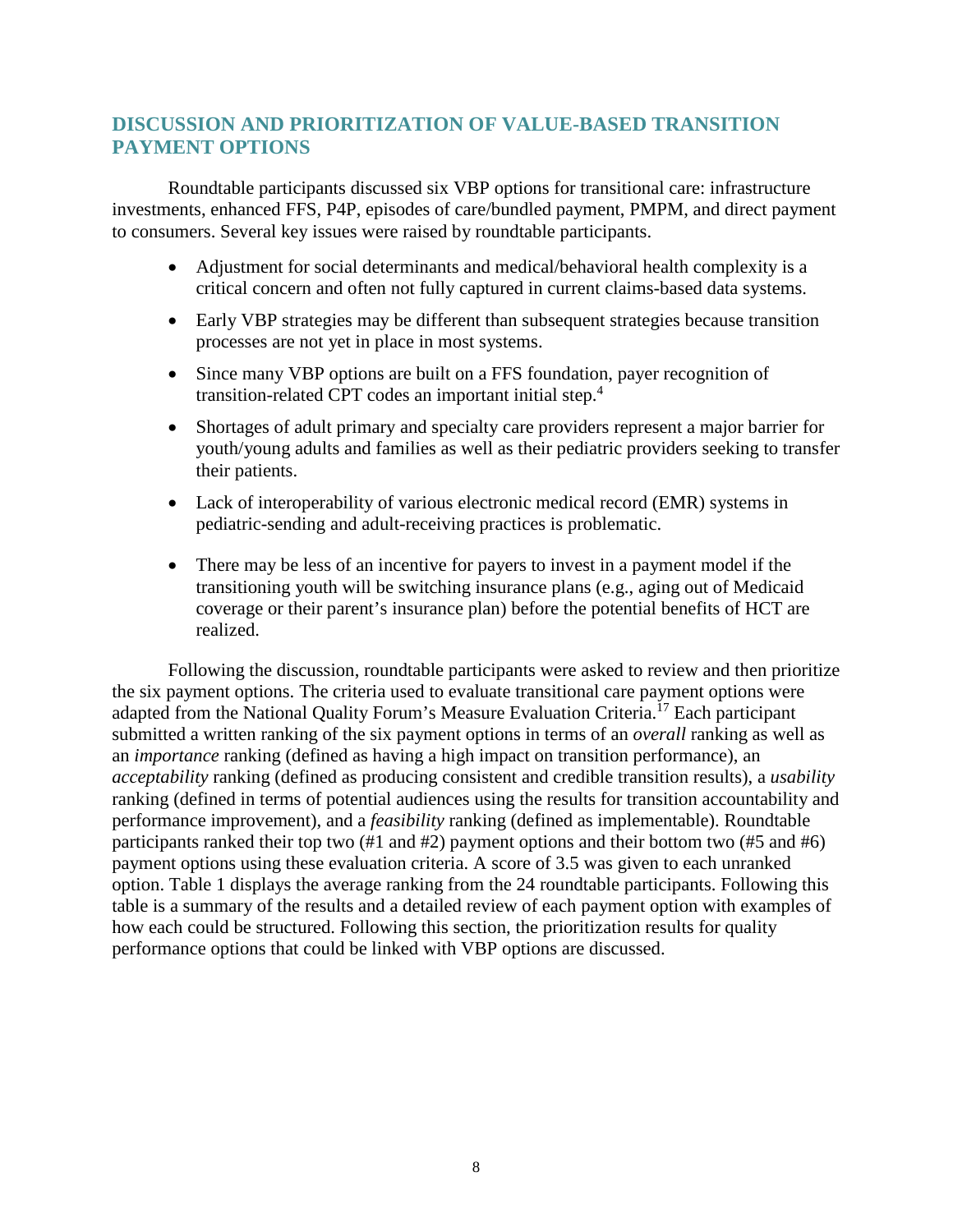## DISCUSSION AND PRIORITIZATION OF VALUE-BASED TRANSITION PAYMENT OPTIONS

Roundtable participants discussed six VBP options for transitional care: infrastructure investments, enhanced FFS, P4P, episodes of care/bundled payment, PMPM, and direct payment to consumers. Several key issues were raised by roundtable participants.

- Adjustment for social determinants and medical/behavioral health complexity is a critical concern and often not fully captured in current claims-based data systems.
- Early VBP strategies may be different than subsequent strategies because transition processes are not yet in place in most systems.
- Since many VBP options are built on a FFS foundation, payer recognition of transition-related CPT codes an important initial step.[4]
- Shortages of adult primary and specialty care providers represent a major barrier for youth/young adults and families as well as their pediatric providers seeking to transfer their patients.
- Lack of interoperability of various electronic medical record (EMR) systems in pediatric-sending and adult-receiving practices is problematic.
- There may be less of an incentive for payers to invest in a payment model if the transitioning youth will be switching insurance plans (e.g., aging out of Medicaid coverage or their parent's insurance plan) before the potential benefits of HCT are realized.

Following the discussion, roundtable participants were asked to review and then prioritize the six payment options. The criteria used to evaluate transitional care payment options were adapted from the National Quality Forum's Measure Evaluation Criteria.[17] Each participant submitted a written ranking of the six payment options in terms of an *overall* ranking as well as an *importance* ranking (defined as having a high impact on transition performance), an *acceptability* ranking (defined as producing consistent and credible transition results), a *usability* ranking (defined in terms of potential audiences using the results for transition accountability and performance improvement), and a *feasibility* ranking (defined as implementable). Roundtable participants ranked their top two (#1 and #2) payment options and their bottom two (#5 and #6) payment options using these evaluation criteria. A score of 3.5 was given to each unranked option. Table 1 displays the average ranking from the 24 roundtable participants. Following this table is a summary of the results and a detailed review of each payment option with examples of how each could be structured. Following this section, the prioritization results for quality performance options that could be linked with VBP options are discussed.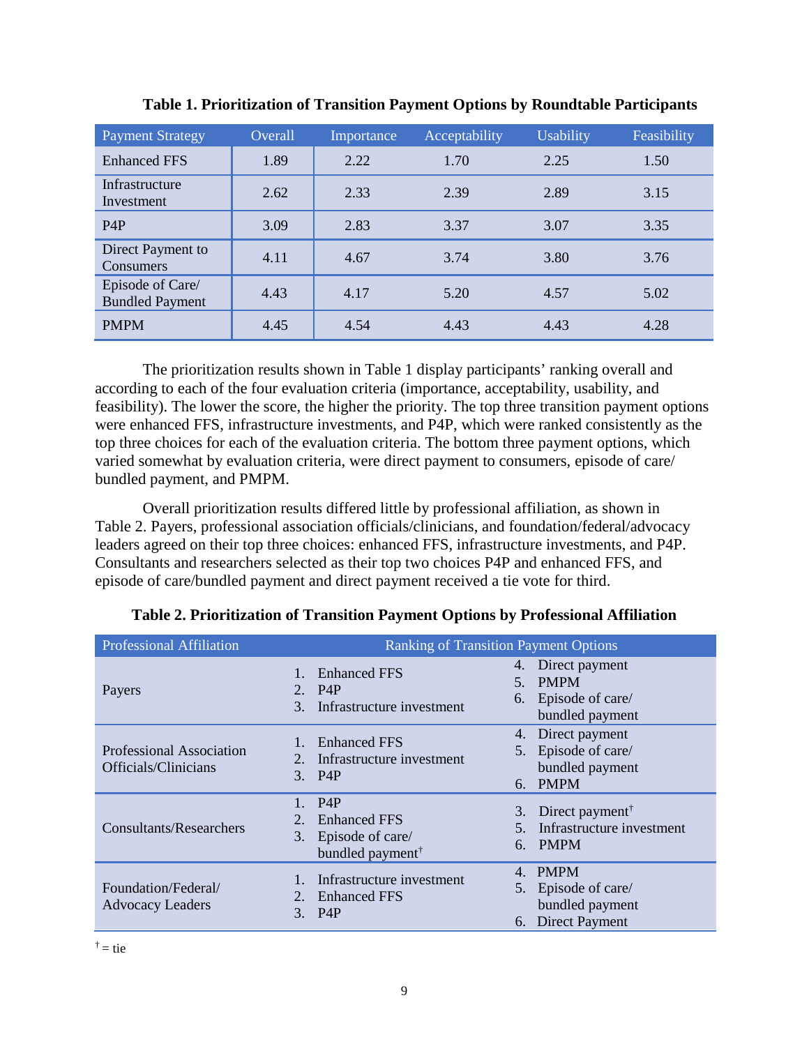**Table 1. Prioritization of Transition Payment Options by Roundtable Participants**

| Payment Strategy | Overall | Importance | Acceptability | Usability | Feasibility |
|---|---|---|---|---|---|
| Enhanced FFS | 1.89 | 2.22 | 1.70 | 2.25 | 1.50 |
| Infrastructure Investment | 2.62 | 2.33 | 2.39 | 2.89 | 3.15 |
| P4P | 3.09 | 2.83 | 3.37 | 3.07 | 3.35 |
| Direct Payment to Consumers | 4.11 | 4.67 | 3.74 | 3.80 | 3.76 |
| Episode of Care/ Bundled Payment | 4.43 | 4.17 | 5.20 | 4.57 | 5.02 |
| PMPM | 4.45 | 4.54 | 4.43 | 4.43 | 4.28 |

The prioritization results shown in Table 1 display participants' ranking overall and according to each of the four evaluation criteria (importance, acceptability, usability, and feasibility). The lower the score, the higher the priority. The top three transition payment options were enhanced FFS, infrastructure investments, and P4P, which were ranked consistently as the top three choices for each of the evaluation criteria. The bottom three payment options, which varied somewhat by evaluation criteria, were direct payment to consumers, episode of care/ bundled payment, and PMPM.

Overall prioritization results differed little by professional affiliation, as shown in Table 2. Payers, professional association officials/clinicians, and foundation/federal/advocacy leaders agreed on their top three choices: enhanced FFS, infrastructure investments, and P4P. Consultants and researchers selected as their top two choices P4P and enhanced FFS, and episode of care/bundled payment and direct payment received a tie vote for third.

**Table 2. Prioritization of Transition Payment Options by Professional Affiliation**

| Professional Affiliation | Ranking of Transition Payment Options | |
|---|---|---|
| Payers | 1. Enhanced FFS<br>2. P4P<br>3. Infrastructure investment | 4. Direct payment<br>5. PMPM<br>6. Episode of care/ bundled payment |
| Professional Association Officials/Clinicians | 1. Enhanced FFS<br>2. Infrastructure investment<br>3. P4P | 4. Direct payment<br>5. Episode of care/ bundled payment<br>6. PMPM |
| Consultants/Researchers | 1. P4P<br>2. Enhanced FFS<br>3. Episode of care/ bundled payment† | 3. Direct payment†<br>5. Infrastructure investment<br>6. PMPM |
| Foundation/Federal/ Advocacy Leaders | 1. Infrastructure investment<br>2. Enhanced FFS<br>3. P4P | 4. PMPM<br>5. Episode of care/ bundled payment<br>6. Direct Payment |

† = tie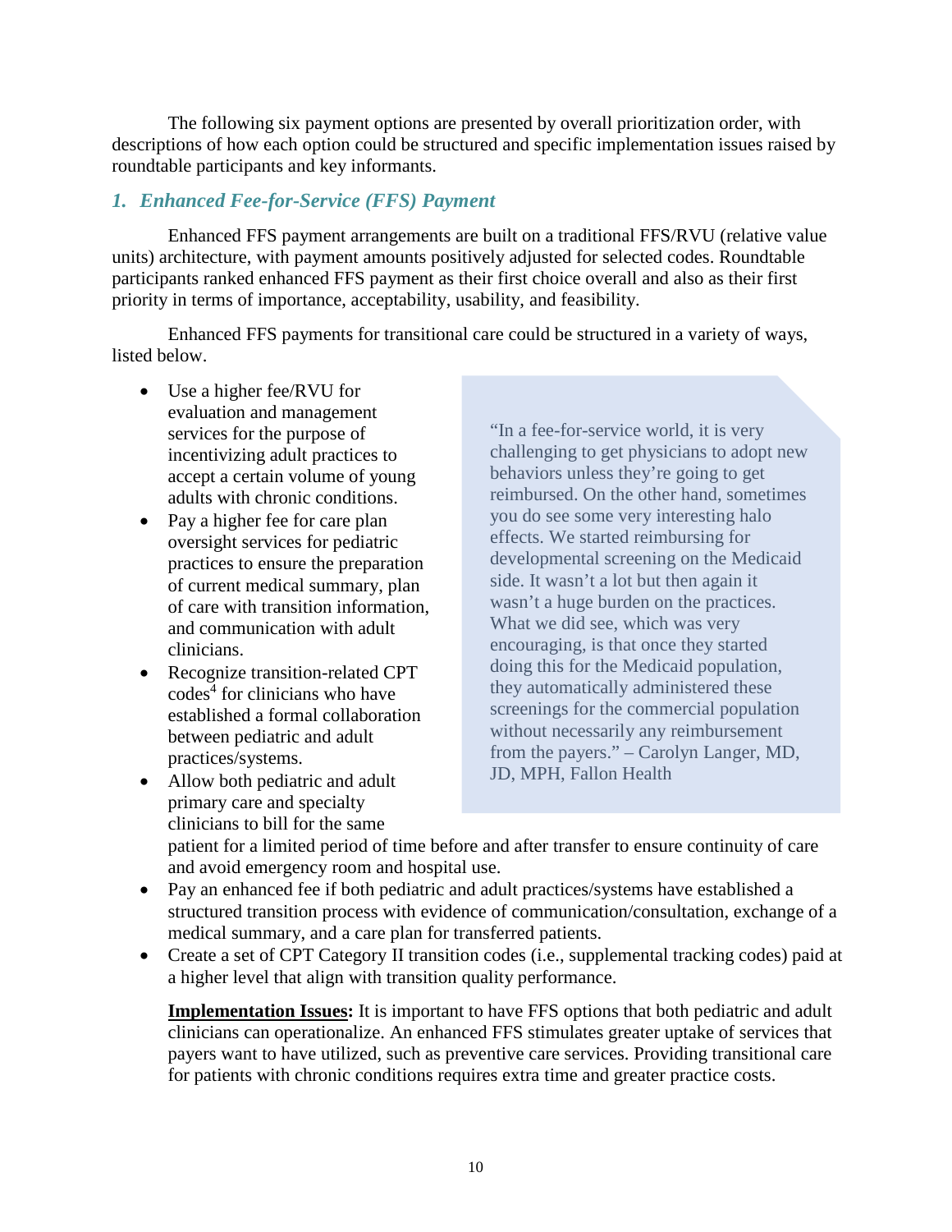The following six payment options are presented by overall prioritization order, with descriptions of how each option could be structured and specific implementation issues raised by roundtable participants and key informants.

### *1. Enhanced Fee-for-Service (FFS) Payment*

Enhanced FFS payment arrangements are built on a traditional FFS/RVU (relative value units) architecture, with payment amounts positively adjusted for selected codes. Roundtable participants ranked enhanced FFS payment as their first choice overall and also as their first priority in terms of importance, acceptability, usability, and feasibility.

Enhanced FFS payments for transitional care could be structured in a variety of ways, listed below.

- Use a higher fee/RVU for evaluation and management services for the purpose of incentivizing adult practices to accept a certain volume of young adults with chronic conditions.
- Pay a higher fee for care plan oversight services for pediatric practices to ensure the preparation of current medical summary, plan of care with transition information, and communication with adult clinicians.
- Recognize transition-related CPT codes[4] for clinicians who have established a formal collaboration between pediatric and adult practices/systems.
- Allow both pediatric and adult primary care and specialty clinicians to bill for the same patient for a limited period of time before and after transfer to ensure continuity of care and avoid emergency room and hospital use.
- Pay an enhanced fee if both pediatric and adult practices/systems have established a structured transition process with evidence of communication/consultation, exchange of a medical summary, and a care plan for transferred patients.
- Create a set of CPT Category II transition codes (i.e., supplemental tracking codes) paid at a higher level that align with transition quality performance.

> "In a fee-for-service world, it is very challenging to get physicians to adopt new behaviors unless they're going to get reimbursed. On the other hand, sometimes you do see some very interesting halo effects. We started reimbursing for developmental screening on the Medicaid side. It wasn't a lot but then again it wasn't a huge burden on the practices. What we did see, which was very encouraging, is that once they started doing this for the Medicaid population, they automatically administered these screenings for the commercial population without necessarily any reimbursement from the payers." – Carolyn Langer, MD, JD, MPH, Fallon Health

**Implementation Issues:** It is important to have FFS options that both pediatric and adult clinicians can operationalize. An enhanced FFS stimulates greater uptake of services that payers want to have utilized, such as preventive care services. Providing transitional care for patients with chronic conditions requires extra time and greater practice costs.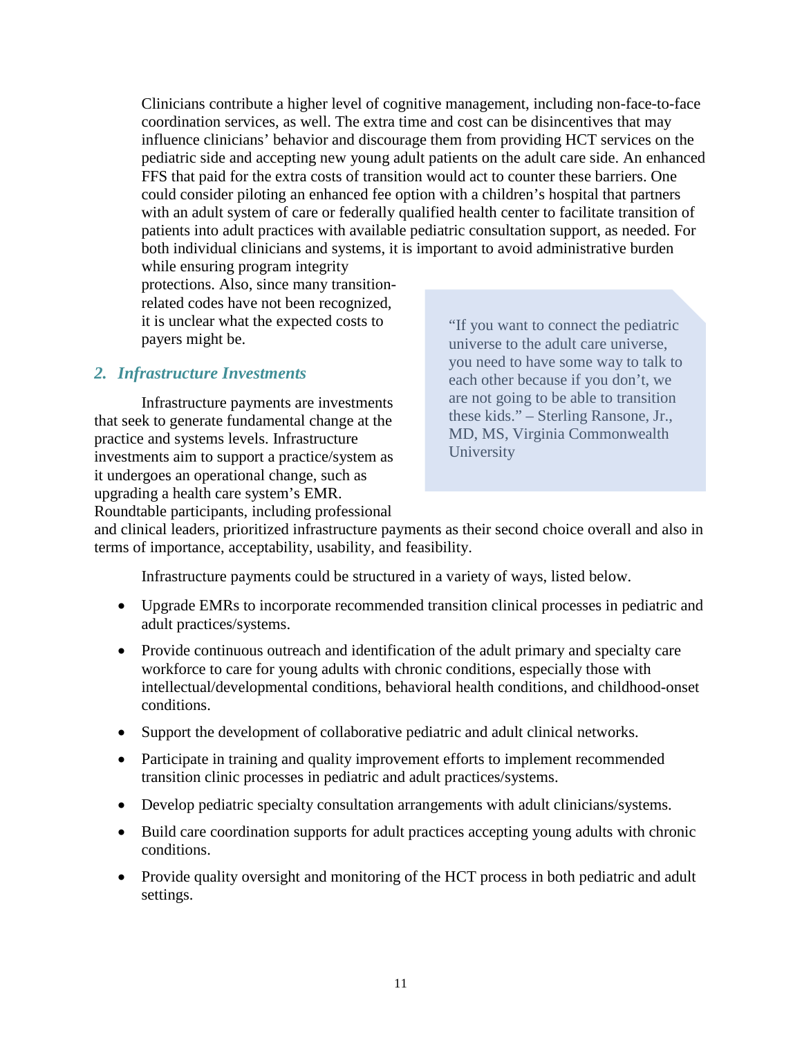Clinicians contribute a higher level of cognitive management, including non-face-to-face coordination services, as well. The extra time and cost can be disincentives that may influence clinicians' behavior and discourage them from providing HCT services on the pediatric side and accepting new young adult patients on the adult care side. An enhanced FFS that paid for the extra costs of transition would act to counter these barriers. One could consider piloting an enhanced fee option with a children's hospital that partners with an adult system of care or federally qualified health center to facilitate transition of patients into adult practices with available pediatric consultation support, as needed. For both individual clinicians and systems, it is important to avoid administrative burden while ensuring program integrity protections. Also, since many transition-related codes have not been recognized, it is unclear what the expected costs to payers might be.

## *2. Infrastructure Investments*

Infrastructure payments are investments that seek to generate fundamental change at the practice and systems levels. Infrastructure investments aim to support a practice/system as it undergoes an operational change, such as upgrading a health care system's EMR. Roundtable participants, including professional and clinical leaders, prioritized infrastructure payments as their second choice overall and also in terms of importance, acceptability, usability, and feasibility.

> "If you want to connect the pediatric universe to the adult care universe, you need to have some way to talk to each other because if you don't, we are not going to be able to transition these kids." – Sterling Ransone, Jr., MD, MS, Virginia Commonwealth University

Infrastructure payments could be structured in a variety of ways, listed below.

- Upgrade EMRs to incorporate recommended transition clinical processes in pediatric and adult practices/systems.
- Provide continuous outreach and identification of the adult primary and specialty care workforce to care for young adults with chronic conditions, especially those with intellectual/developmental conditions, behavioral health conditions, and childhood-onset conditions.
- Support the development of collaborative pediatric and adult clinical networks.
- Participate in training and quality improvement efforts to implement recommended transition clinic processes in pediatric and adult practices/systems.
- Develop pediatric specialty consultation arrangements with adult clinicians/systems.
- Build care coordination supports for adult practices accepting young adults with chronic conditions.
- Provide quality oversight and monitoring of the HCT process in both pediatric and adult settings.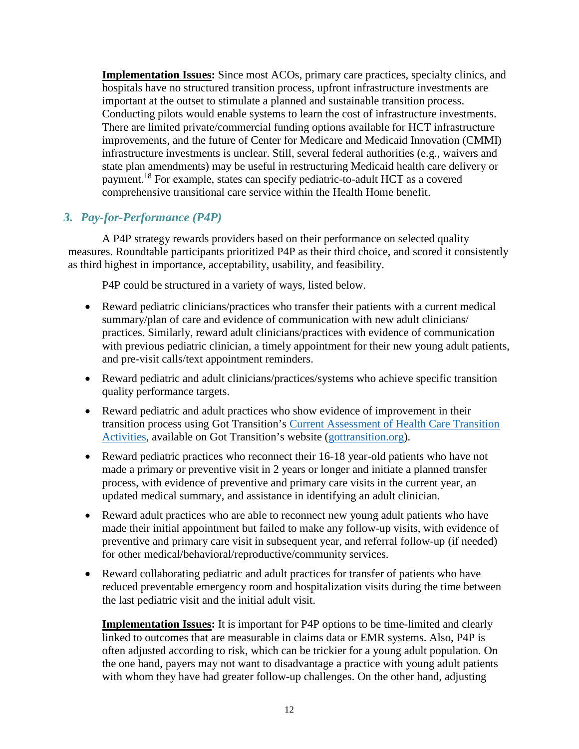**Implementation Issues:** Since most ACOs, primary care practices, specialty clinics, and hospitals have no structured transition process, upfront infrastructure investments are important at the outset to stimulate a planned and sustainable transition process. Conducting pilots would enable systems to learn the cost of infrastructure investments. There are limited private/commercial funding options available for HCT infrastructure improvements, and the future of Center for Medicare and Medicaid Innovation (CMMI) infrastructure investments is unclear. Still, several federal authorities (e.g., waivers and state plan amendments) may be useful in restructuring Medicaid health care delivery or payment.[18] For example, states can specify pediatric-to-adult HCT as a covered comprehensive transitional care service within the Health Home benefit.

### *3. Pay-for-Performance (P4P)*

A P4P strategy rewards providers based on their performance on selected quality measures. Roundtable participants prioritized P4P as their third choice, and scored it consistently as third highest in importance, acceptability, usability, and feasibility.

P4P could be structured in a variety of ways, listed below.

- Reward pediatric clinicians/practices who transfer their patients with a current medical summary/plan of care and evidence of communication with new adult clinicians/ practices. Similarly, reward adult clinicians/practices with evidence of communication with previous pediatric clinician, a timely appointment for their new young adult patients, and pre-visit calls/text appointment reminders.
- Reward pediatric and adult clinicians/practices/systems who achieve specific transition quality performance targets.
- Reward pediatric and adult practices who show evidence of improvement in their transition process using Got Transition's [Current Assessment of Health Care Transition Activities](), available on Got Transition's website ([gottransition.org]()).
- Reward pediatric practices who reconnect their 16-18 year-old patients who have not made a primary or preventive visit in 2 years or longer and initiate a planned transfer process, with evidence of preventive and primary care visits in the current year, an updated medical summary, and assistance in identifying an adult clinician.
- Reward adult practices who are able to reconnect new young adult patients who have made their initial appointment but failed to make any follow-up visits, with evidence of preventive and primary care visit in subsequent year, and referral follow-up (if needed) for other medical/behavioral/reproductive/community services.
- Reward collaborating pediatric and adult practices for transfer of patients who have reduced preventable emergency room and hospitalization visits during the time between the last pediatric visit and the initial adult visit.

**Implementation Issues:** It is important for P4P options to be time-limited and clearly linked to outcomes that are measurable in claims data or EMR systems. Also, P4P is often adjusted according to risk, which can be trickier for a young adult population. On the one hand, payers may not want to disadvantage a practice with young adult patients with whom they have had greater follow-up challenges. On the other hand, adjusting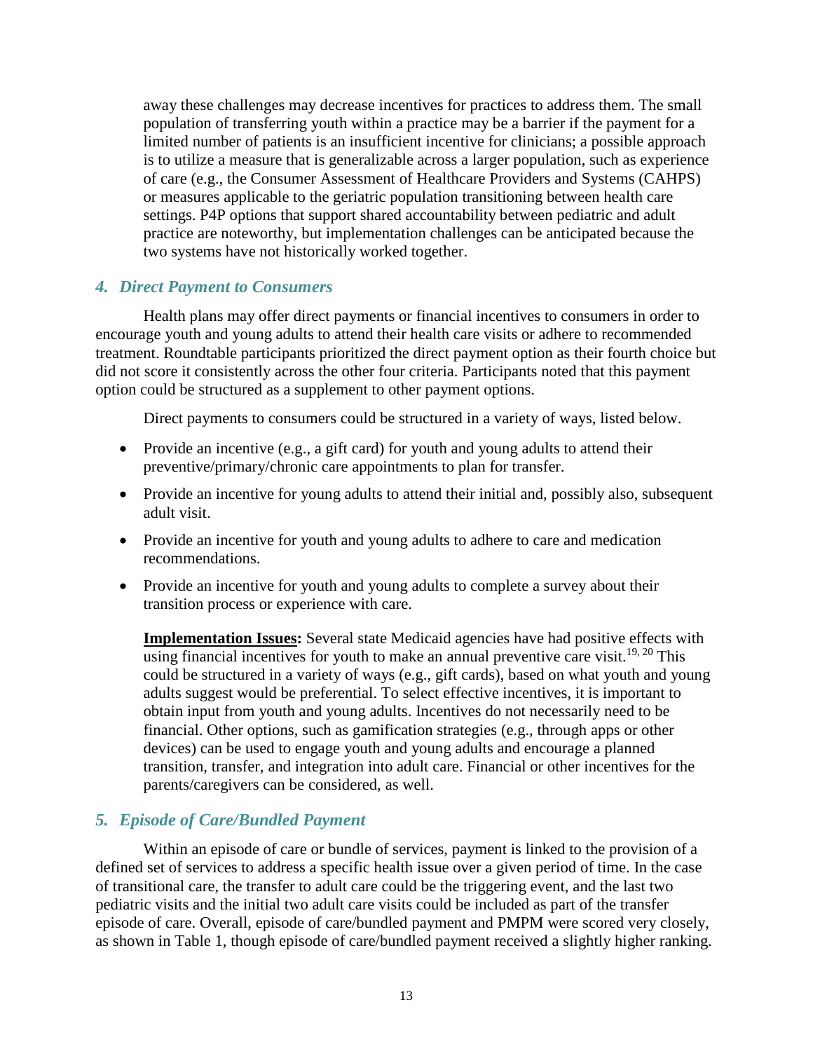away these challenges may decrease incentives for practices to address them. The small population of transferring youth within a practice may be a barrier if the payment for a limited number of patients is an insufficient incentive for clinicians; a possible approach is to utilize a measure that is generalizable across a larger population, such as experience of care (e.g., the Consumer Assessment of Healthcare Providers and Systems (CAHPS) or measures applicable to the geriatric population transitioning between health care settings. P4P options that support shared accountability between pediatric and adult practice are noteworthy, but implementation challenges can be anticipated because the two systems have not historically worked together.

### *4. Direct Payment to Consumers*

Health plans may offer direct payments or financial incentives to consumers in order to encourage youth and young adults to attend their health care visits or adhere to recommended treatment. Roundtable participants prioritized the direct payment option as their fourth choice but did not score it consistently across the other four criteria. Participants noted that this payment option could be structured as a supplement to other payment options.

Direct payments to consumers could be structured in a variety of ways, listed below.

- Provide an incentive (e.g., a gift card) for youth and young adults to attend their preventive/primary/chronic care appointments to plan for transfer.
- Provide an incentive for young adults to attend their initial and, possibly also, subsequent adult visit.
- Provide an incentive for youth and young adults to adhere to care and medication recommendations.
- Provide an incentive for youth and young adults to complete a survey about their transition process or experience with care.

**Implementation Issues:** Several state Medicaid agencies have had positive effects with using financial incentives for youth to make an annual preventive care visit.[19, 20] This could be structured in a variety of ways (e.g., gift cards), based on what youth and young adults suggest would be preferential. To select effective incentives, it is important to obtain input from youth and young adults. Incentives do not necessarily need to be financial. Other options, such as gamification strategies (e.g., through apps or other devices) can be used to engage youth and young adults and encourage a planned transition, transfer, and integration into adult care. Financial or other incentives for the parents/caregivers can be considered, as well.

### *5. Episode of Care/Bundled Payment*

Within an episode of care or bundle of services, payment is linked to the provision of a defined set of services to address a specific health issue over a given period of time. In the case of transitional care, the transfer to adult care could be the triggering event, and the last two pediatric visits and the initial two adult care visits could be included as part of the transfer episode of care. Overall, episode of care/bundled payment and PMPM were scored very closely, as shown in Table 1, though episode of care/bundled payment received a slightly higher ranking.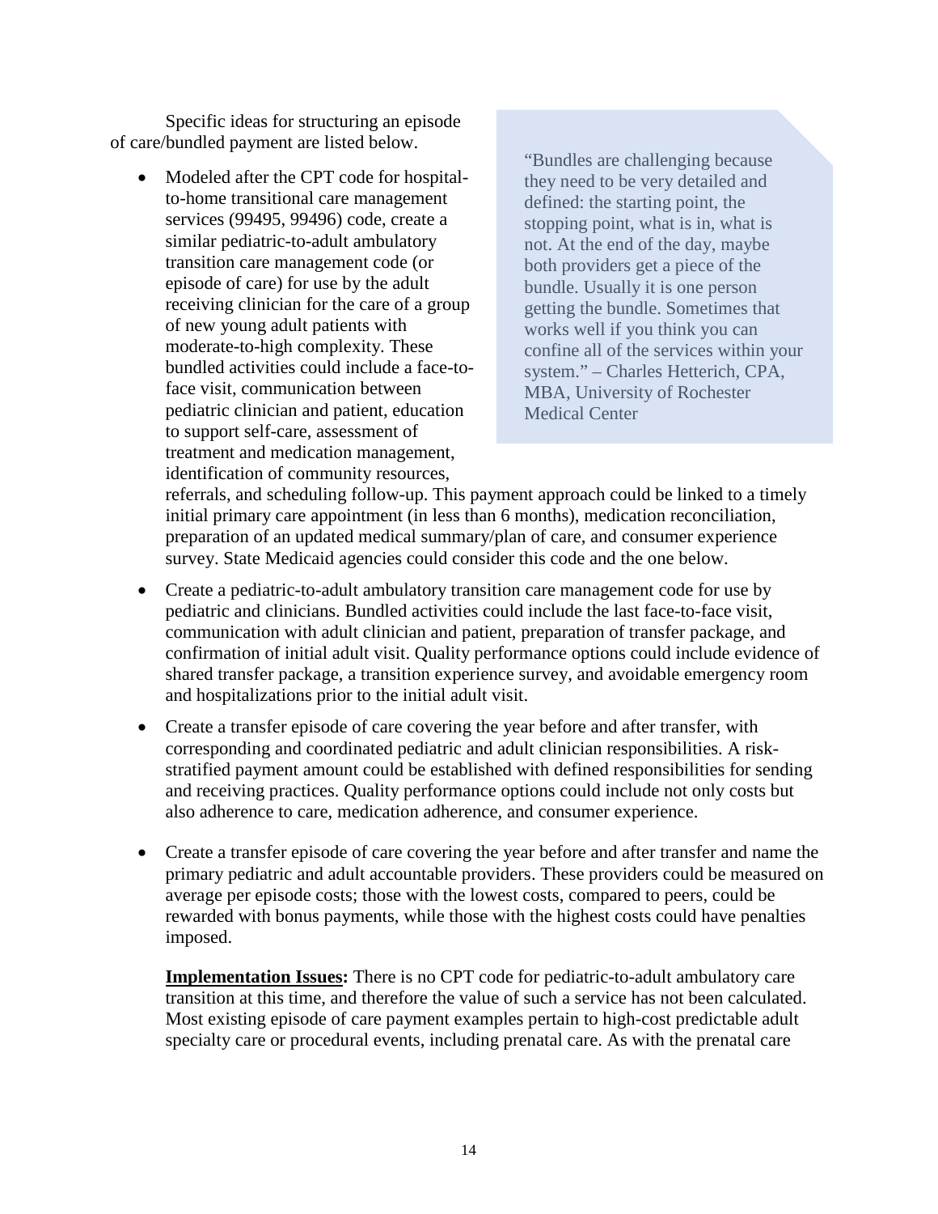Specific ideas for structuring an episode of care/bundled payment are listed below.

> "Bundles are challenging because they need to be very detailed and defined: the starting point, the stopping point, what is in, what is not. At the end of the day, maybe both providers get a piece of the bundle. Usually it is one person getting the bundle. Sometimes that works well if you think you can confine all of the services within your system." – Charles Hetterich, CPA, MBA, University of Rochester Medical Center

- Modeled after the CPT code for hospital-to-home transitional care management services (99495, 99496) code, create a similar pediatric-to-adult ambulatory transition care management code (or episode of care) for use by the adult receiving clinician for the care of a group of new young adult patients with moderate-to-high complexity. These bundled activities could include a face-to-face visit, communication between pediatric clinician and patient, education to support self-care, assessment of treatment and medication management, identification of community resources, referrals, and scheduling follow-up. This payment approach could be linked to a timely initial primary care appointment (in less than 6 months), medication reconciliation, preparation of an updated medical summary/plan of care, and consumer experience survey. State Medicaid agencies could consider this code and the one below.
- Create a pediatric-to-adult ambulatory transition care management code for use by pediatric and clinicians. Bundled activities could include the last face-to-face visit, communication with adult clinician and patient, preparation of transfer package, and confirmation of initial adult visit. Quality performance options could include evidence of shared transfer package, a transition experience survey, and avoidable emergency room and hospitalizations prior to the initial adult visit.
- Create a transfer episode of care covering the year before and after transfer, with corresponding and coordinated pediatric and adult clinician responsibilities. A risk-stratified payment amount could be established with defined responsibilities for sending and receiving practices. Quality performance options could include not only costs but also adherence to care, medication adherence, and consumer experience.
- Create a transfer episode of care covering the year before and after transfer and name the primary pediatric and adult accountable providers. These providers could be measured on average per episode costs; those with the lowest costs, compared to peers, could be rewarded with bonus payments, while those with the highest costs could have penalties imposed.

  **Implementation Issues:** There is no CPT code for pediatric-to-adult ambulatory care transition at this time, and therefore the value of such a service has not been calculated. Most existing episode of care payment examples pertain to high-cost predictable adult specialty care or procedural events, including prenatal care. As with the prenatal care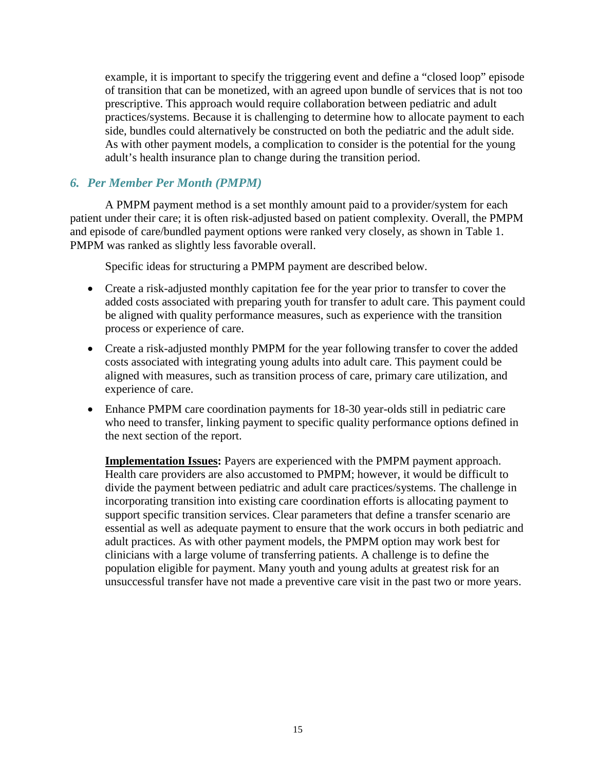example, it is important to specify the triggering event and define a "closed loop" episode of transition that can be monetized, with an agreed upon bundle of services that is not too prescriptive. This approach would require collaboration between pediatric and adult practices/systems. Because it is challenging to determine how to allocate payment to each side, bundles could alternatively be constructed on both the pediatric and the adult side. As with other payment models, a complication to consider is the potential for the young adult's health insurance plan to change during the transition period.

### *6. Per Member Per Month (PMPM)*

A PMPM payment method is a set monthly amount paid to a provider/system for each patient under their care; it is often risk-adjusted based on patient complexity. Overall, the PMPM and episode of care/bundled payment options were ranked very closely, as shown in Table 1. PMPM was ranked as slightly less favorable overall.

Specific ideas for structuring a PMPM payment are described below.

- Create a risk-adjusted monthly capitation fee for the year prior to transfer to cover the added costs associated with preparing youth for transfer to adult care. This payment could be aligned with quality performance measures, such as experience with the transition process or experience of care.
- Create a risk-adjusted monthly PMPM for the year following transfer to cover the added costs associated with integrating young adults into adult care. This payment could be aligned with measures, such as transition process of care, primary care utilization, and experience of care.
- Enhance PMPM care coordination payments for 18-30 year-olds still in pediatric care who need to transfer, linking payment to specific quality performance options defined in the next section of the report.

**Implementation Issues:** Payers are experienced with the PMPM payment approach. Health care providers are also accustomed to PMPM; however, it would be difficult to divide the payment between pediatric and adult care practices/systems. The challenge in incorporating transition into existing care coordination efforts is allocating payment to support specific transition services. Clear parameters that define a transfer scenario are essential as well as adequate payment to ensure that the work occurs in both pediatric and adult practices. As with other payment models, the PMPM option may work best for clinicians with a large volume of transferring patients. A challenge is to define the population eligible for payment. Many youth and young adults at greatest risk for an unsuccessful transfer have not made a preventive care visit in the past two or more years.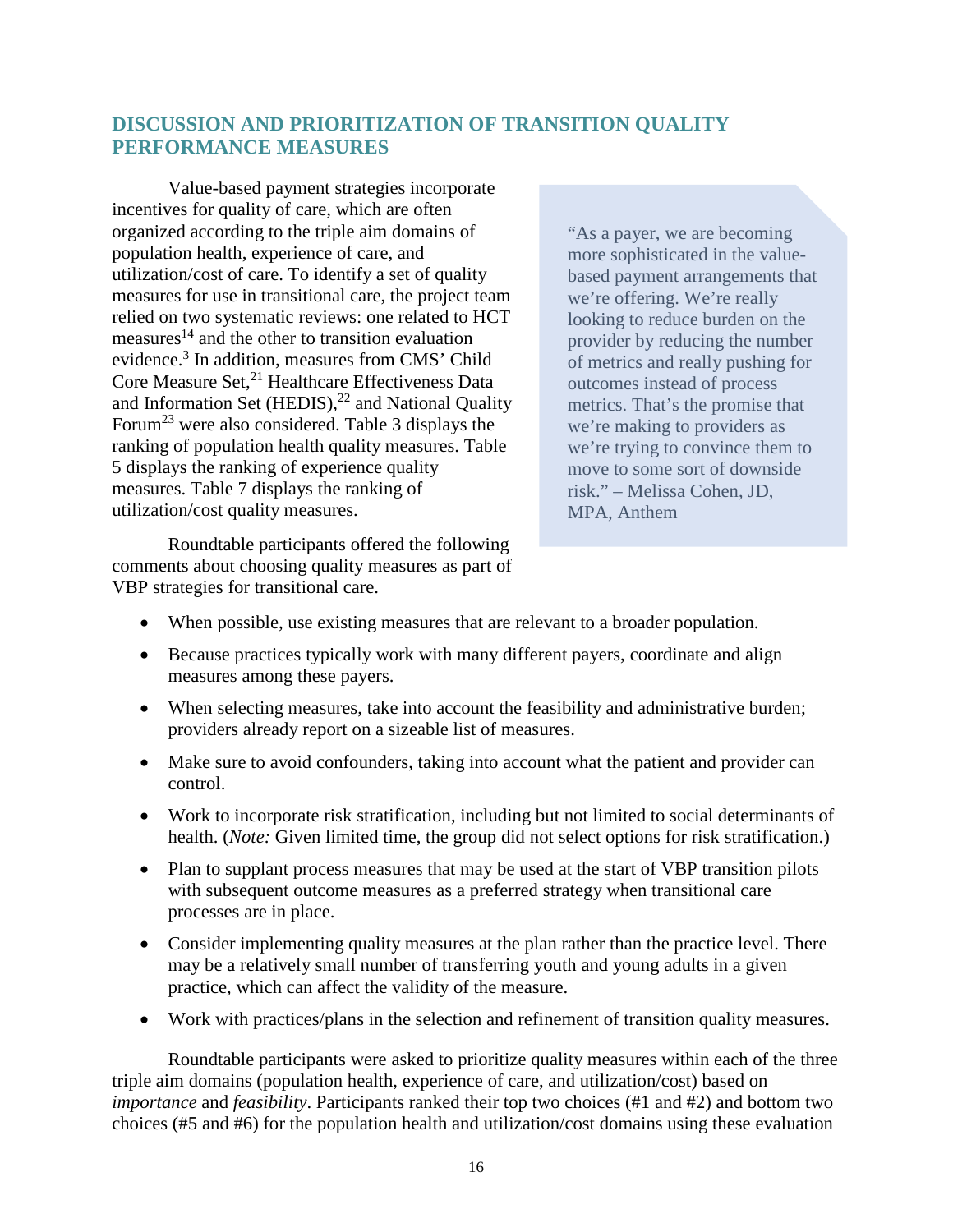## DISCUSSION AND PRIORITIZATION OF TRANSITION QUALITY PERFORMANCE MEASURES

Value-based payment strategies incorporate incentives for quality of care, which are often organized according to the triple aim domains of population health, experience of care, and utilization/cost of care. To identify a set of quality measures for use in transitional care, the project team relied on two systematic reviews: one related to HCT measures[14] and the other to transition evaluation evidence.[3] In addition, measures from CMS' Child Core Measure Set,[21] Healthcare Effectiveness Data and Information Set (HEDIS),[22] and National Quality Forum[23] were also considered. Table 3 displays the ranking of population health quality measures. Table 5 displays the ranking of experience quality measures. Table 7 displays the ranking of utilization/cost quality measures.

> "As a payer, we are becoming more sophisticated in the value-based payment arrangements that we're offering. We're really looking to reduce burden on the provider by reducing the number of metrics and really pushing for outcomes instead of process metrics. That's the promise that we're making to providers as we're trying to convince them to move to some sort of downside risk." – Melissa Cohen, JD, MPA, Anthem

Roundtable participants offered the following comments about choosing quality measures as part of VBP strategies for transitional care.

- When possible, use existing measures that are relevant to a broader population.
- Because practices typically work with many different payers, coordinate and align measures among these payers.
- When selecting measures, take into account the feasibility and administrative burden; providers already report on a sizeable list of measures.
- Make sure to avoid confounders, taking into account what the patient and provider can control.
- Work to incorporate risk stratification, including but not limited to social determinants of health. (*Note:* Given limited time, the group did not select options for risk stratification.)
- Plan to supplant process measures that may be used at the start of VBP transition pilots with subsequent outcome measures as a preferred strategy when transitional care processes are in place.
- Consider implementing quality measures at the plan rather than the practice level. There may be a relatively small number of transferring youth and young adults in a given practice, which can affect the validity of the measure.
- Work with practices/plans in the selection and refinement of transition quality measures.

Roundtable participants were asked to prioritize quality measures within each of the three triple aim domains (population health, experience of care, and utilization/cost) based on *importance* and *feasibility*. Participants ranked their top two choices (#1 and #2) and bottom two choices (#5 and #6) for the population health and utilization/cost domains using these evaluation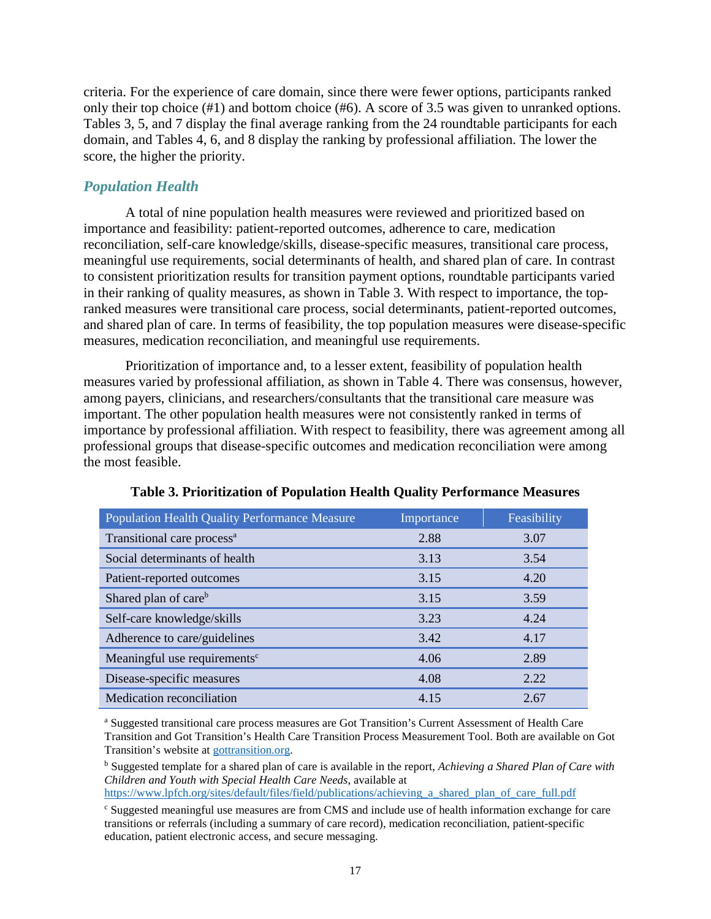criteria. For the experience of care domain, since there were fewer options, participants ranked only their top choice (#1) and bottom choice (#6). A score of 3.5 was given to unranked options. Tables 3, 5, and 7 display the final average ranking from the 24 roundtable participants for each domain, and Tables 4, 6, and 8 display the ranking by professional affiliation. The lower the score, the higher the priority.

### *Population Health*

A total of nine population health measures were reviewed and prioritized based on importance and feasibility: patient-reported outcomes, adherence to care, medication reconciliation, self-care knowledge/skills, disease-specific measures, transitional care process, meaningful use requirements, social determinants of health, and shared plan of care. In contrast to consistent prioritization results for transition payment options, roundtable participants varied in their ranking of quality measures, as shown in Table 3. With respect to importance, the top-ranked measures were transitional care process, social determinants, patient-reported outcomes, and shared plan of care. In terms of feasibility, the top population measures were disease-specific measures, medication reconciliation, and meaningful use requirements.

Prioritization of importance and, to a lesser extent, feasibility of population health measures varied by professional affiliation, as shown in Table 4. There was consensus, however, among payers, clinicians, and researchers/consultants that the transitional care measure was important. The other population health measures were not consistently ranked in terms of importance by professional affiliation. With respect to feasibility, there was agreement among all professional groups that disease-specific outcomes and medication reconciliation were among the most feasible.

**Table 3. Prioritization of Population Health Quality Performance Measures**

| Population Health Quality Performance Measure | Importance | Feasibility |
|---|---|---|
| Transitional care process[a] | 2.88 | 3.07 |
| Social determinants of health | 3.13 | 3.54 |
| Patient-reported outcomes | 3.15 | 4.20 |
| Shared plan of care[b] | 3.15 | 3.59 |
| Self-care knowledge/skills | 3.23 | 4.24 |
| Adherence to care/guidelines | 3.42 | 4.17 |
| Meaningful use requirements[c] | 4.06 | 2.89 |
| Disease-specific measures | 4.08 | 2.22 |
| Medication reconciliation | 4.15 | 2.67 |

[a] Suggested transitional care process measures are Got Transition's Current Assessment of Health Care Transition and Got Transition's Health Care Transition Process Measurement Tool. Both are available on Got Transition's website at gottransition.org.

[b] Suggested template for a shared plan of care is available in the report, *Achieving a Shared Plan of Care with Children and Youth with Special Health Care Needs*, available at https://www.lpfch.org/sites/default/files/field/publications/achieving_a_shared_plan_of_care_full.pdf

[c] Suggested meaningful use measures are from CMS and include use of health information exchange for care transitions or referrals (including a summary of care record), medication reconciliation, patient-specific education, patient electronic access, and secure messaging.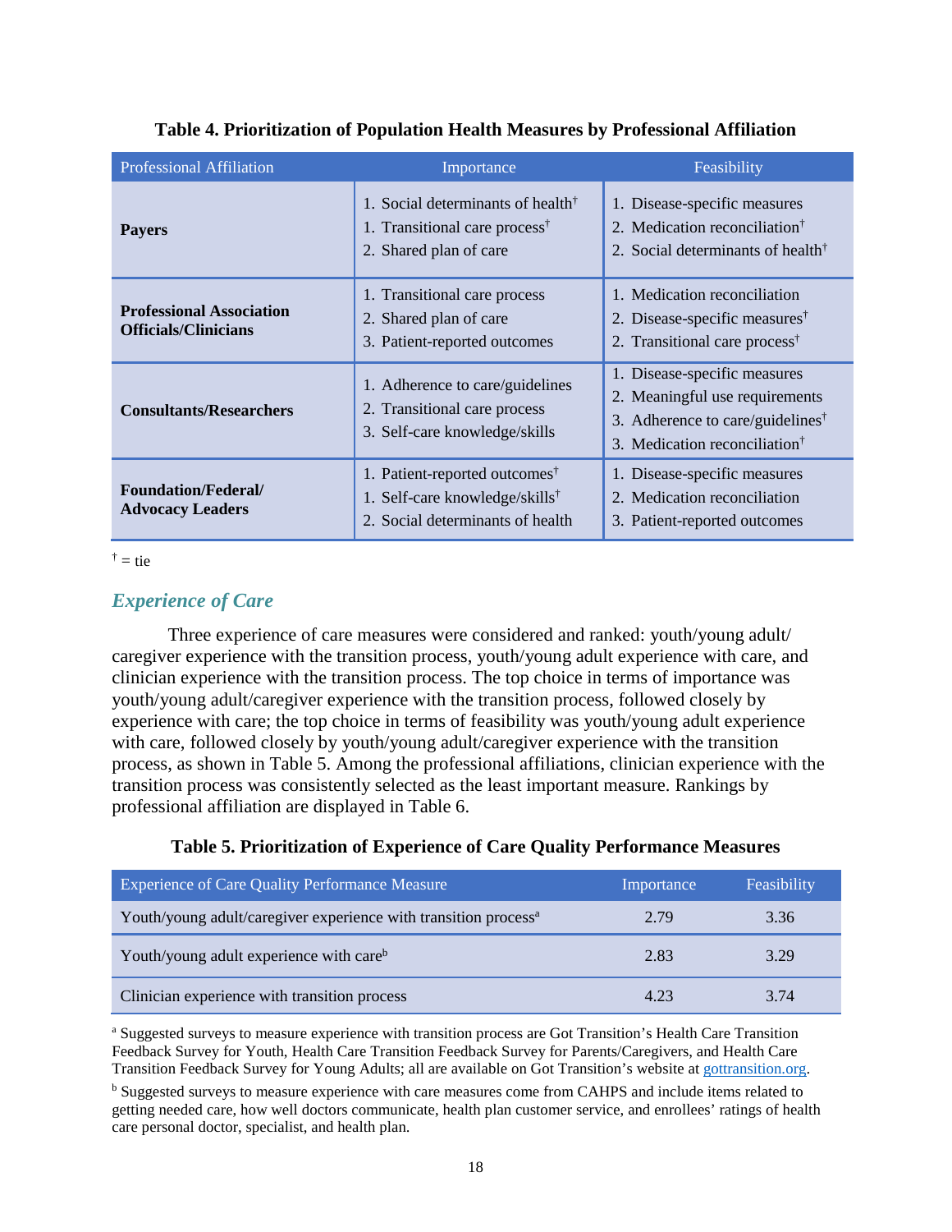**Table 4. Prioritization of Population Health Measures by Professional Affiliation**

| Professional Affiliation | Importance | Feasibility |
|---|---|---|
| **Payers** | 1. Social determinants of health† <br> 1. Transitional care process† <br> 2. Shared plan of care | 1. Disease-specific measures <br> 2. Medication reconciliation† <br> 2. Social determinants of health† |
| **Professional Association Officials/Clinicians** | 1. Transitional care process <br> 2. Shared plan of care <br> 3. Patient-reported outcomes | 1. Medication reconciliation <br> 2. Disease-specific measures† <br> 2. Transitional care process† |
| **Consultants/Researchers** | 1. Adherence to care/guidelines <br> 2. Transitional care process <br> 3. Self-care knowledge/skills | 1. Disease-specific measures <br> 2. Meaningful use requirements <br> 3. Adherence to care/guidelines† <br> 3. Medication reconciliation† |
| **Foundation/Federal/ Advocacy Leaders** | 1. Patient-reported outcomes† <br> 1. Self-care knowledge/skills† <br> 2. Social determinants of health | 1. Disease-specific measures <br> 2. Medication reconciliation <br> 3. Patient-reported outcomes |

† = tie

## *Experience of Care*

Three experience of care measures were considered and ranked: youth/young adult/ caregiver experience with the transition process, youth/young adult experience with care, and clinician experience with the transition process. The top choice in terms of importance was youth/young adult/caregiver experience with the transition process, followed closely by experience with care; the top choice in terms of feasibility was youth/young adult experience with care, followed closely by youth/young adult/caregiver experience with the transition process, as shown in Table 5. Among the professional affiliations, clinician experience with the transition process was consistently selected as the least important measure. Rankings by professional affiliation are displayed in Table 6.

**Table 5. Prioritization of Experience of Care Quality Performance Measures**

| Experience of Care Quality Performance Measure | Importance | Feasibility |
|---|---|---|
| Youth/young adult/caregiver experience with transition process[a] | 2.79 | 3.36 |
| Youth/young adult experience with care[b] | 2.83 | 3.29 |
| Clinician experience with transition process | 4.23 | 3.74 |

[a] Suggested surveys to measure experience with transition process are Got Transition's Health Care Transition Feedback Survey for Youth, Health Care Transition Feedback Survey for Parents/Caregivers, and Health Care Transition Feedback Survey for Young Adults; all are available on Got Transition's website at gottransition.org.

[b] Suggested surveys to measure experience with care measures come from CAHPS and include items related to getting needed care, how well doctors communicate, health plan customer service, and enrollees' ratings of health care personal doctor, specialist, and health plan.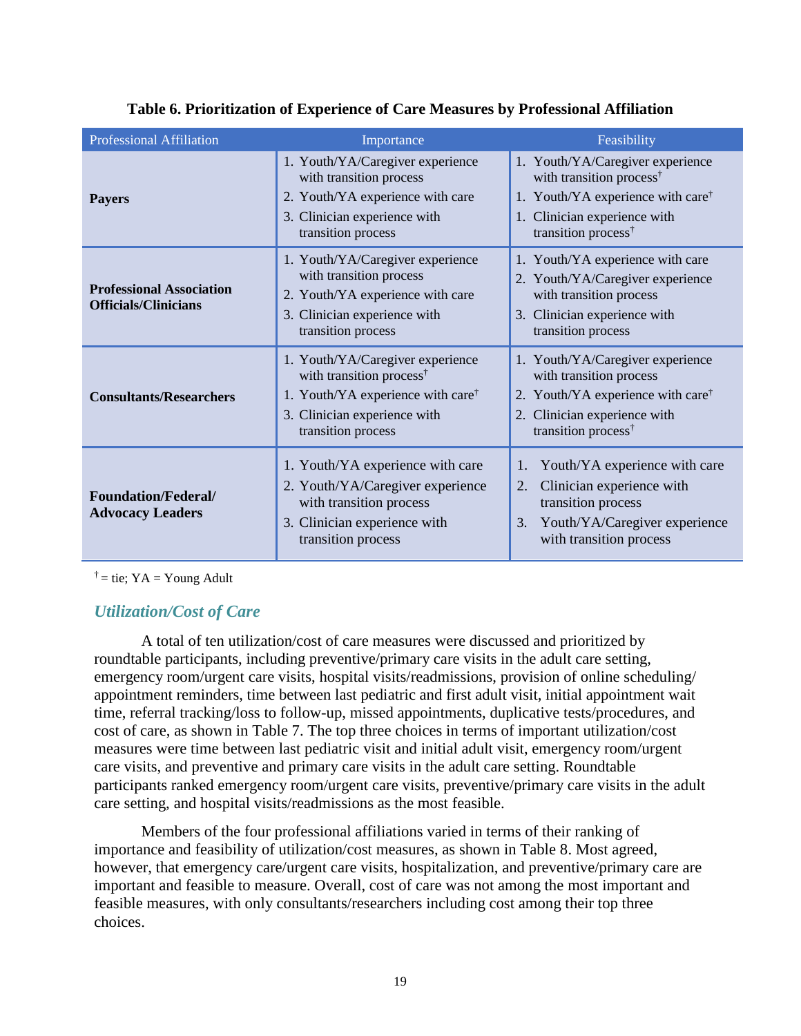**Table 6. Prioritization of Experience of Care Measures by Professional Affiliation**

| Professional Affiliation | Importance | Feasibility |
|---|---|---|
| **Payers** | 1. Youth/YA/Caregiver experience with transition process<br>2. Youth/YA experience with care<br>3. Clinician experience with transition process | 1. Youth/YA/Caregiver experience with transition process†<br>1. Youth/YA experience with care†<br>1. Clinician experience with transition process† |
| **Professional Association Officials/Clinicians** | 1. Youth/YA/Caregiver experience with transition process<br>2. Youth/YA experience with care<br>3. Clinician experience with transition process | 1. Youth/YA experience with care<br>2. Youth/YA/Caregiver experience with transition process<br>3. Clinician experience with transition process |
| **Consultants/Researchers** | 1. Youth/YA/Caregiver experience with transition process†<br>1. Youth/YA experience with care†<br>3. Clinician experience with transition process | 1. Youth/YA/Caregiver experience with transition process<br>2. Youth/YA experience with care†<br>2. Clinician experience with transition process† |
| **Foundation/Federal/ Advocacy Leaders** | 1. Youth/YA experience with care<br>2. Youth/YA/Caregiver experience with transition process<br>3. Clinician experience with transition process | 1. Youth/YA experience with care<br>2. Clinician experience with transition process<br>3. Youth/YA/Caregiver experience with transition process |

† = tie; YA = Young Adult

### *Utilization/Cost of Care*

A total of ten utilization/cost of care measures were discussed and prioritized by roundtable participants, including preventive/primary care visits in the adult care setting, emergency room/urgent care visits, hospital visits/readmissions, provision of online scheduling/ appointment reminders, time between last pediatric and first adult visit, initial appointment wait time, referral tracking/loss to follow-up, missed appointments, duplicative tests/procedures, and cost of care, as shown in Table 7. The top three choices in terms of important utilization/cost measures were time between last pediatric visit and initial adult visit, emergency room/urgent care visits, and preventive and primary care visits in the adult care setting. Roundtable participants ranked emergency room/urgent care visits, preventive/primary care visits in the adult care setting, and hospital visits/readmissions as the most feasible.

Members of the four professional affiliations varied in terms of their ranking of importance and feasibility of utilization/cost measures, as shown in Table 8. Most agreed, however, that emergency care/urgent care visits, hospitalization, and preventive/primary care are important and feasible to measure. Overall, cost of care was not among the most important and feasible measures, with only consultants/researchers including cost among their top three choices.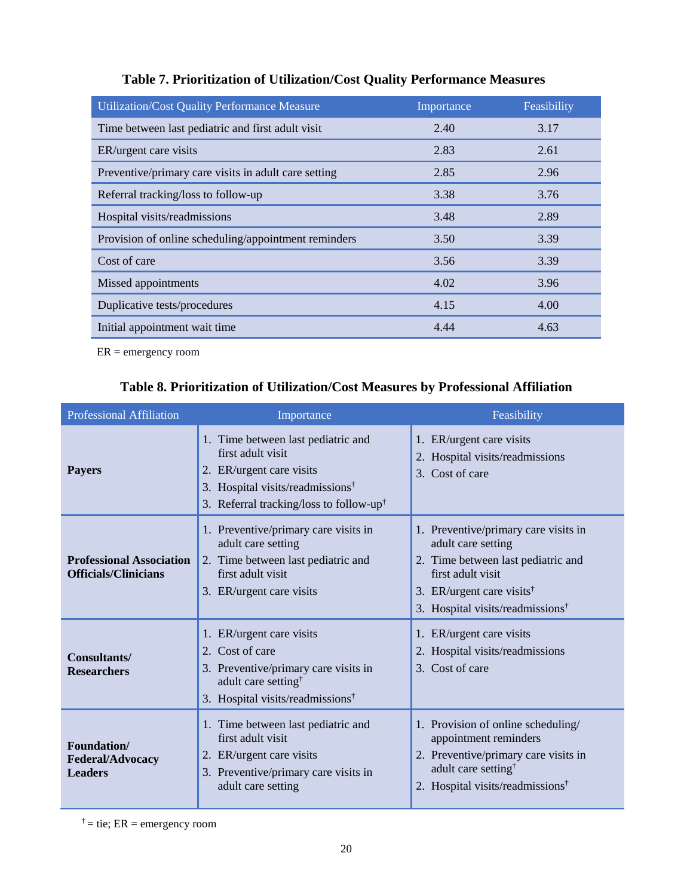**Table 7. Prioritization of Utilization/Cost Quality Performance Measures**

| Utilization/Cost Quality Performance Measure | Importance | Feasibility |
|---|---|---|
| Time between last pediatric and first adult visit | 2.40 | 3.17 |
| ER/urgent care visits | 2.83 | 2.61 |
| Preventive/primary care visits in adult care setting | 2.85 | 2.96 |
| Referral tracking/loss to follow-up | 3.38 | 3.76 |
| Hospital visits/readmissions | 3.48 | 2.89 |
| Provision of online scheduling/appointment reminders | 3.50 | 3.39 |
| Cost of care | 3.56 | 3.39 |
| Missed appointments | 4.02 | 3.96 |
| Duplicative tests/procedures | 4.15 | 4.00 |
| Initial appointment wait time | 4.44 | 4.63 |

ER = emergency room

**Table 8. Prioritization of Utilization/Cost Measures by Professional Affiliation**

| Professional Affiliation | Importance | Feasibility |
|---|---|---|
| **Payers** | 1. Time between last pediatric and first adult visit<br>2. ER/urgent care visits<br>3. Hospital visits/readmissions†<br>3. Referral tracking/loss to follow-up† | 1. ER/urgent care visits<br>2. Hospital visits/readmissions<br>3. Cost of care |
| **Professional Association Officials/Clinicians** | 1. Preventive/primary care visits in adult care setting<br>2. Time between last pediatric and first adult visit<br>3. ER/urgent care visits | 1. Preventive/primary care visits in adult care setting<br>2. Time between last pediatric and first adult visit<br>3. ER/urgent care visits†<br>3. Hospital visits/readmissions† |
| **Consultants/ Researchers** | 1. ER/urgent care visits<br>2. Cost of care<br>3. Preventive/primary care visits in adult care setting†<br>3. Hospital visits/readmissions† | 1. ER/urgent care visits<br>2. Hospital visits/readmissions<br>3. Cost of care |
| **Foundation/ Federal/Advocacy Leaders** | 1. Time between last pediatric and first adult visit<br>2. ER/urgent care visits<br>3. Preventive/primary care visits in adult care setting | 1. Provision of online scheduling/ appointment reminders<br>2. Preventive/primary care visits in adult care setting†<br>2. Hospital visits/readmissions† |

† = tie; ER = emergency room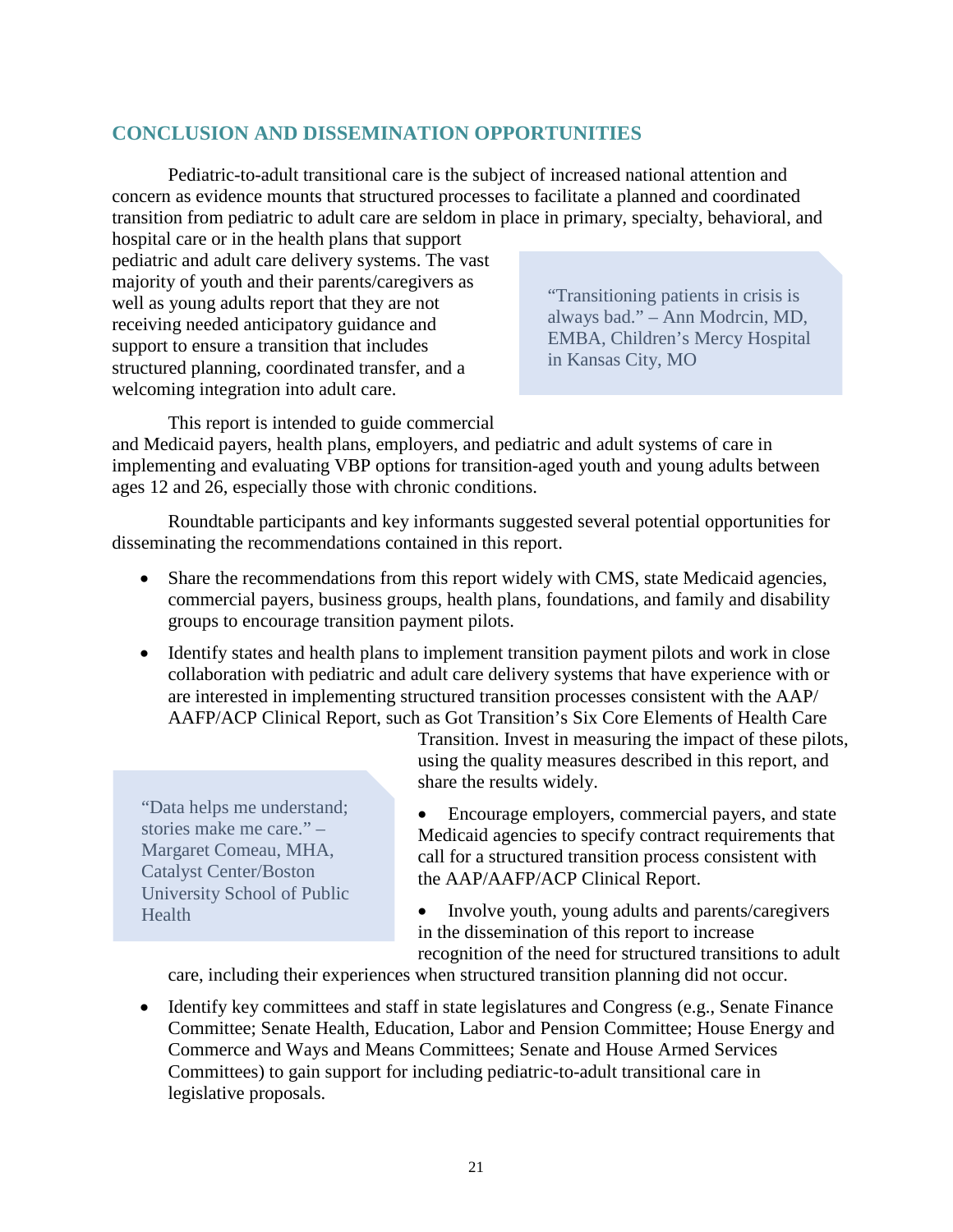## CONCLUSION AND DISSEMINATION OPPORTUNITIES

Pediatric-to-adult transitional care is the subject of increased national attention and concern as evidence mounts that structured processes to facilitate a planned and coordinated transition from pediatric to adult care are seldom in place in primary, specialty, behavioral, and hospital care or in the health plans that support pediatric and adult care delivery systems. The vast majority of youth and their parents/caregivers as well as young adults report that they are not receiving needed anticipatory guidance and support to ensure a transition that includes structured planning, coordinated transfer, and a welcoming integration into adult care.

> "Transitioning patients in crisis is always bad." – Ann Modrcin, MD, EMBA, Children's Mercy Hospital in Kansas City, MO

This report is intended to guide commercial and Medicaid payers, health plans, employers, and pediatric and adult systems of care in implementing and evaluating VBP options for transition-aged youth and young adults between ages 12 and 26, especially those with chronic conditions.

Roundtable participants and key informants suggested several potential opportunities for disseminating the recommendations contained in this report.

- Share the recommendations from this report widely with CMS, state Medicaid agencies, commercial payers, business groups, health plans, foundations, and family and disability groups to encourage transition payment pilots.
- Identify states and health plans to implement transition payment pilots and work in close collaboration with pediatric and adult care delivery systems that have experience with or are interested in implementing structured transition processes consistent with the AAP/AAFP/ACP Clinical Report, such as Got Transition's Six Core Elements of Health Care Transition. Invest in measuring the impact of these pilots, using the quality measures described in this report, and share the results widely.
- Encourage employers, commercial payers, and state Medicaid agencies to specify contract requirements that call for a structured transition process consistent with the AAP/AAFP/ACP Clinical Report.
- Involve youth, young adults and parents/caregivers in the dissemination of this report to increase recognition of the need for structured transitions to adult care, including their experiences when structured transition planning did not occur.
- Identify key committees and staff in state legislatures and Congress (e.g., Senate Finance Committee; Senate Health, Education, Labor and Pension Committee; House Energy and Commerce and Ways and Means Committees; Senate and House Armed Services Committees) to gain support for including pediatric-to-adult transitional care in legislative proposals.

> "Data helps me understand; stories make me care." – Margaret Comeau, MHA, Catalyst Center/Boston University School of Public Health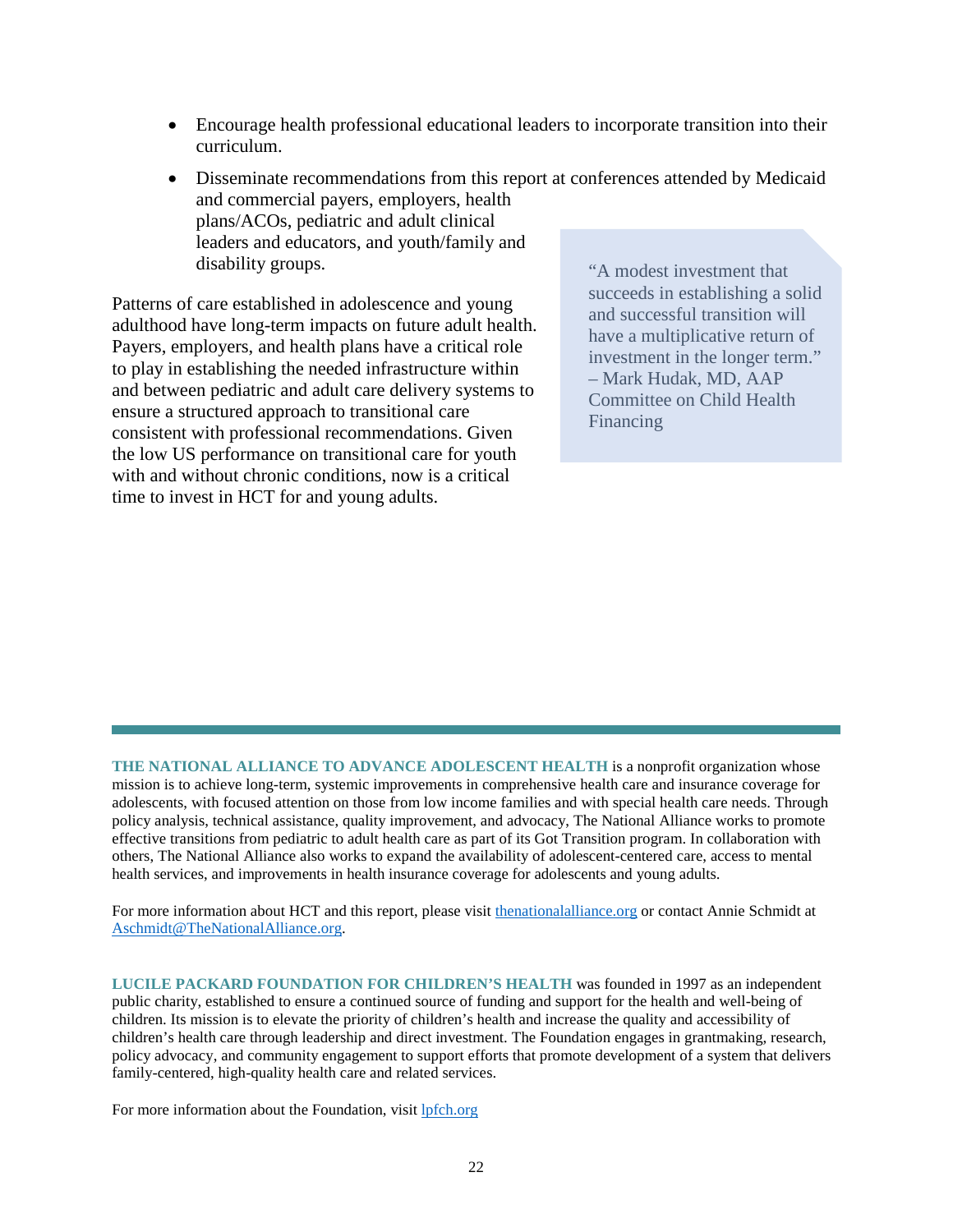- Encourage health professional educational leaders to incorporate transition into their curriculum.
- Disseminate recommendations from this report at conferences attended by Medicaid and commercial payers, employers, health plans/ACOs, pediatric and adult clinical leaders and educators, and youth/family and disability groups.

Patterns of care established in adolescence and young adulthood have long-term impacts on future adult health. Payers, employers, and health plans have a critical role to play in establishing the needed infrastructure within and between pediatric and adult care delivery systems to ensure a structured approach to transitional care consistent with professional recommendations. Given the low US performance on transitional care for youth with and without chronic conditions, now is a critical time to invest in HCT for and young adults.

> "A modest investment that succeeds in establishing a solid and successful transition will have a multiplicative return of investment in the longer term." – Mark Hudak, MD, AAP Committee on Child Health Financing

---

**THE NATIONAL ALLIANCE TO ADVANCE ADOLESCENT HEALTH** is a nonprofit organization whose mission is to achieve long-term, systemic improvements in comprehensive health care and insurance coverage for adolescents, with focused attention on those from low income families and with special health care needs. Through policy analysis, technical assistance, quality improvement, and advocacy, The National Alliance works to promote effective transitions from pediatric to adult health care as part of its Got Transition program. In collaboration with others, The National Alliance also works to expand the availability of adolescent-centered care, access to mental health services, and improvements in health insurance coverage for adolescents and young adults.

For more information about HCT and this report, please visit [thenationalalliance.org](thenationalalliance.org) or contact Annie Schmidt at [Aschmidt@TheNationalAlliance.org](mailto:Aschmidt@TheNationalAlliance.org).

**LUCILE PACKARD FOUNDATION FOR CHILDREN'S HEALTH** was founded in 1997 as an independent public charity, established to ensure a continued source of funding and support for the health and well-being of children. Its mission is to elevate the priority of children's health and increase the quality and accessibility of children's health care through leadership and direct investment. The Foundation engages in grantmaking, research, policy advocacy, and community engagement to support efforts that promote development of a system that delivers family-centered, high-quality health care and related services.

For more information about the Foundation, visit [lpfch.org](lpfch.org)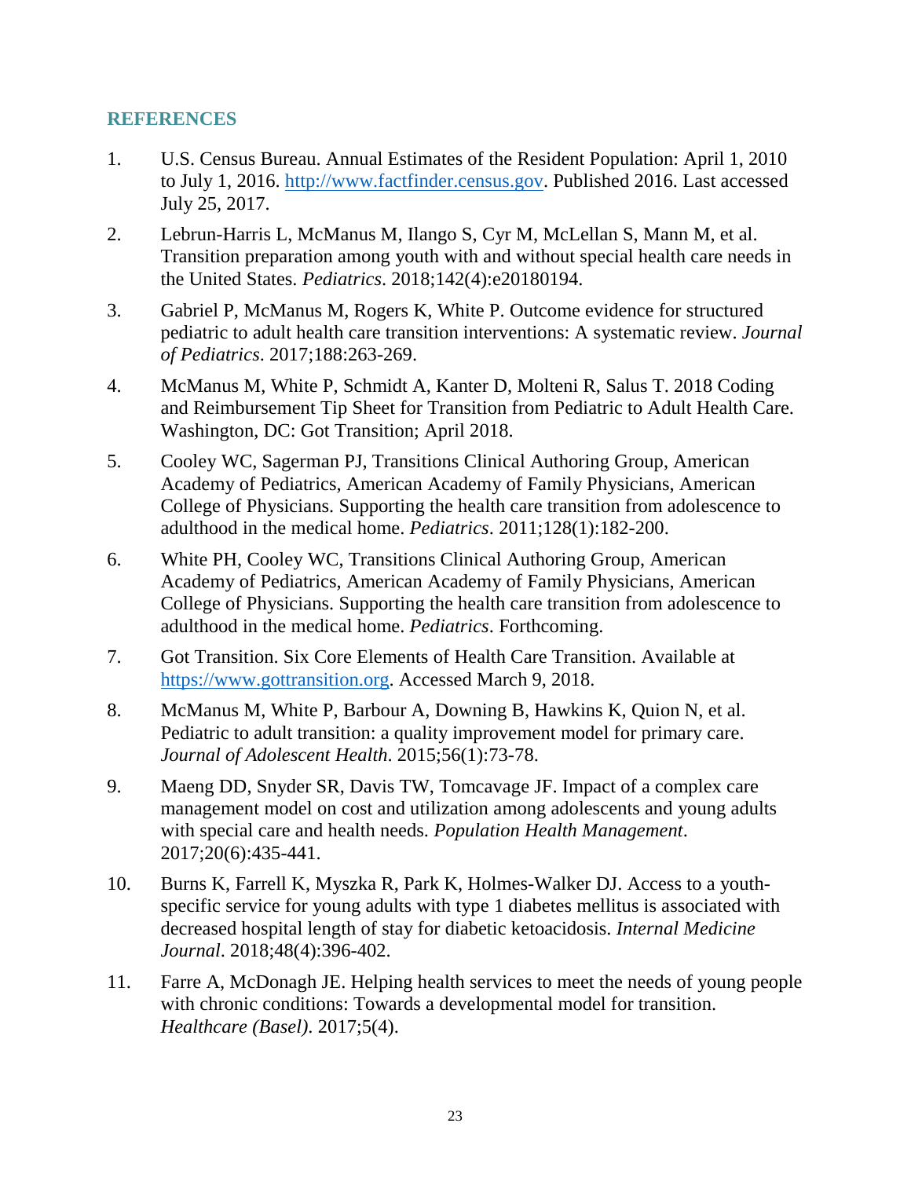## REFERENCES

1. U.S. Census Bureau. Annual Estimates of the Resident Population: April 1, 2010 to July 1, 2016. http://www.factfinder.census.gov. Published 2016. Last accessed July 25, 2017.
2. Lebrun-Harris L, McManus M, Ilango S, Cyr M, McLellan S, Mann M, et al. Transition preparation among youth with and without special health care needs in the United States. *Pediatrics*. 2018;142(4):e20180194.
3. Gabriel P, McManus M, Rogers K, White P. Outcome evidence for structured pediatric to adult health care transition interventions: A systematic review. *Journal of Pediatrics*. 2017;188:263-269.
4. McManus M, White P, Schmidt A, Kanter D, Molteni R, Salus T. 2018 Coding and Reimbursement Tip Sheet for Transition from Pediatric to Adult Health Care. Washington, DC: Got Transition; April 2018.
5. Cooley WC, Sagerman PJ, Transitions Clinical Authoring Group, American Academy of Pediatrics, American Academy of Family Physicians, American College of Physicians. Supporting the health care transition from adolescence to adulthood in the medical home. *Pediatrics*. 2011;128(1):182-200.
6. White PH, Cooley WC, Transitions Clinical Authoring Group, American Academy of Pediatrics, American Academy of Family Physicians, American College of Physicians. Supporting the health care transition from adolescence to adulthood in the medical home. *Pediatrics*. Forthcoming.
7. Got Transition. Six Core Elements of Health Care Transition. Available at https://www.gottransition.org. Accessed March 9, 2018.
8. McManus M, White P, Barbour A, Downing B, Hawkins K, Quion N, et al. Pediatric to adult transition: a quality improvement model for primary care. *Journal of Adolescent Health*. 2015;56(1):73-78.
9. Maeng DD, Snyder SR, Davis TW, Tomcavage JF. Impact of a complex care management model on cost and utilization among adolescents and young adults with special care and health needs. *Population Health Management*. 2017;20(6):435-441.
10. Burns K, Farrell K, Myszka R, Park K, Holmes-Walker DJ. Access to a youth-specific service for young adults with type 1 diabetes mellitus is associated with decreased hospital length of stay for diabetic ketoacidosis. *Internal Medicine Journal*. 2018;48(4):396-402.
11. Farre A, McDonagh JE. Helping health services to meet the needs of young people with chronic conditions: Towards a developmental model for transition. *Healthcare (Basel)*. 2017;5(4).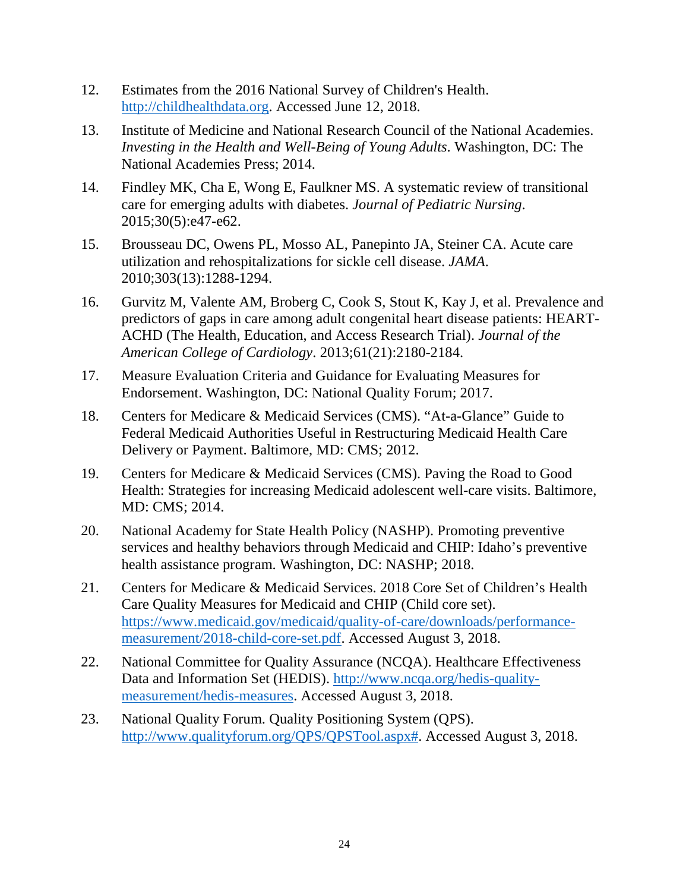12. Estimates from the 2016 National Survey of Children's Health. http://childhealthdata.org. Accessed June 12, 2018.

13. Institute of Medicine and National Research Council of the National Academies. *Investing in the Health and Well-Being of Young Adults*. Washington, DC: The National Academies Press; 2014.

14. Findley MK, Cha E, Wong E, Faulkner MS. A systematic review of transitional care for emerging adults with diabetes. *Journal of Pediatric Nursing*. 2015;30(5):e47-e62.

15. Brousseau DC, Owens PL, Mosso AL, Panepinto JA, Steiner CA. Acute care utilization and rehospitalizations for sickle cell disease. *JAMA*. 2010;303(13):1288-1294.

16. Gurvitz M, Valente AM, Broberg C, Cook S, Stout K, Kay J, et al. Prevalence and predictors of gaps in care among adult congenital heart disease patients: HEART-ACHD (The Health, Education, and Access Research Trial). *Journal of the American College of Cardiology*. 2013;61(21):2180-2184.

17. Measure Evaluation Criteria and Guidance for Evaluating Measures for Endorsement. Washington, DC: National Quality Forum; 2017.

18. Centers for Medicare & Medicaid Services (CMS). "At-a-Glance" Guide to Federal Medicaid Authorities Useful in Restructuring Medicaid Health Care Delivery or Payment. Baltimore, MD: CMS; 2012.

19. Centers for Medicare & Medicaid Services (CMS). Paving the Road to Good Health: Strategies for increasing Medicaid adolescent well-care visits. Baltimore, MD: CMS; 2014.

20. National Academy for State Health Policy (NASHP). Promoting preventive services and healthy behaviors through Medicaid and CHIP: Idaho's preventive health assistance program. Washington, DC: NASHP; 2018.

21. Centers for Medicare & Medicaid Services. 2018 Core Set of Children's Health Care Quality Measures for Medicaid and CHIP (Child core set). https://www.medicaid.gov/medicaid/quality-of-care/downloads/performance-measurement/2018-child-core-set.pdf. Accessed August 3, 2018.

22. National Committee for Quality Assurance (NCQA). Healthcare Effectiveness Data and Information Set (HEDIS). http://www.ncqa.org/hedis-quality-measurement/hedis-measures. Accessed August 3, 2018.

23. National Quality Forum. Quality Positioning System (QPS). http://www.qualityforum.org/QPS/QPSTool.aspx#. Accessed August 3, 2018.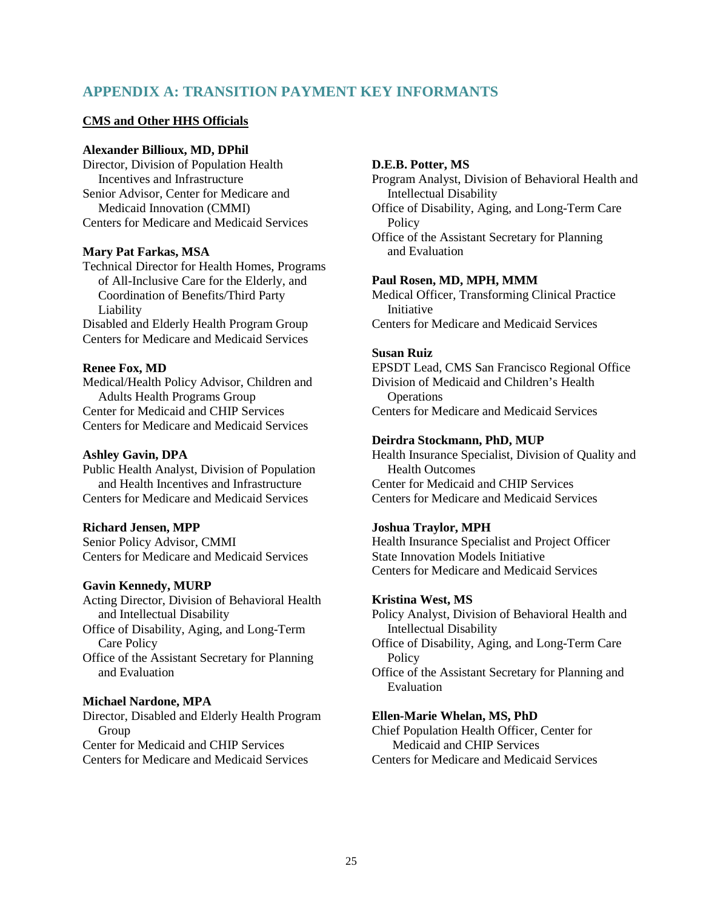## APPENDIX A: TRANSITION PAYMENT KEY INFORMANTS

### CMS and Other HHS Officials

**Alexander Billioux, MD, DPhil**
Director, Division of Population Health Incentives and Infrastructure
Senior Advisor, Center for Medicare and Medicaid Innovation (CMMI)
Centers for Medicare and Medicaid Services

**Mary Pat Farkas, MSA**
Technical Director for Health Homes, Programs of All-Inclusive Care for the Elderly, and Coordination of Benefits/Third Party Liability
Disabled and Elderly Health Program Group
Centers for Medicare and Medicaid Services

**Renee Fox, MD**
Medical/Health Policy Advisor, Children and Adults Health Programs Group
Center for Medicaid and CHIP Services
Centers for Medicare and Medicaid Services

**Ashley Gavin, DPA**
Public Health Analyst, Division of Population and Health Incentives and Infrastructure
Centers for Medicare and Medicaid Services

**Richard Jensen, MPP**
Senior Policy Advisor, CMMI
Centers for Medicare and Medicaid Services

**Gavin Kennedy, MURP**
Acting Director, Division of Behavioral Health and Intellectual Disability
Office of Disability, Aging, and Long-Term Care Policy
Office of the Assistant Secretary for Planning and Evaluation

**Michael Nardone, MPA**
Director, Disabled and Elderly Health Program Group
Center for Medicaid and CHIP Services
Centers for Medicare and Medicaid Services

**D.E.B. Potter, MS**
Program Analyst, Division of Behavioral Health and Intellectual Disability
Office of Disability, Aging, and Long-Term Care Policy
Office of the Assistant Secretary for Planning and Evaluation

**Paul Rosen, MD, MPH, MMM**
Medical Officer, Transforming Clinical Practice Initiative
Centers for Medicare and Medicaid Services

**Susan Ruiz**
EPSDT Lead, CMS San Francisco Regional Office
Division of Medicaid and Children's Health Operations
Centers for Medicare and Medicaid Services

**Deirdra Stockmann, PhD, MUP**
Health Insurance Specialist, Division of Quality and Health Outcomes
Center for Medicaid and CHIP Services
Centers for Medicare and Medicaid Services

**Joshua Traylor, MPH**
Health Insurance Specialist and Project Officer
State Innovation Models Initiative
Centers for Medicare and Medicaid Services

**Kristina West, MS**
Policy Analyst, Division of Behavioral Health and Intellectual Disability
Office of Disability, Aging, and Long-Term Care Policy
Office of the Assistant Secretary for Planning and Evaluation

**Ellen-Marie Whelan, MS, PhD**
Chief Population Health Officer, Center for Medicaid and CHIP Services
Centers for Medicare and Medicaid Services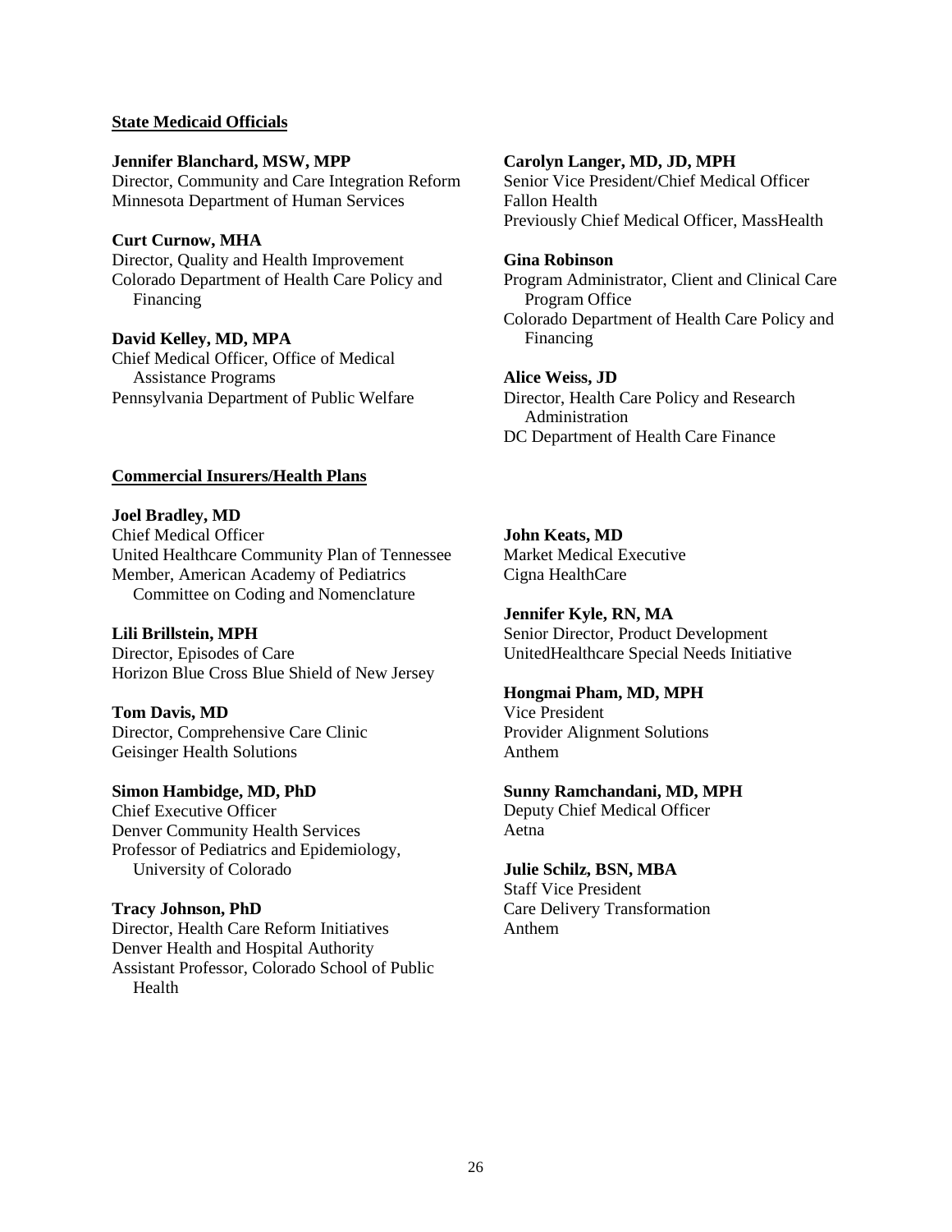**State Medicaid Officials**

**Jennifer Blanchard, MSW, MPP**
Director, Community and Care Integration Reform
Minnesota Department of Human Services

**Curt Curnow, MHA**
Director, Quality and Health Improvement
Colorado Department of Health Care Policy and Financing

**David Kelley, MD, MPA**
Chief Medical Officer, Office of Medical Assistance Programs
Pennsylvania Department of Public Welfare

**Carolyn Langer, MD, JD, MPH**
Senior Vice President/Chief Medical Officer
Fallon Health
Previously Chief Medical Officer, MassHealth

**Gina Robinson**
Program Administrator, Client and Clinical Care Program Office
Colorado Department of Health Care Policy and Financing

**Alice Weiss, JD**
Director, Health Care Policy and Research Administration
DC Department of Health Care Finance

**Commercial Insurers/Health Plans**

**Joel Bradley, MD**
Chief Medical Officer
United Healthcare Community Plan of Tennessee
Member, American Academy of Pediatrics Committee on Coding and Nomenclature

**Lili Brillstein, MPH**
Director, Episodes of Care
Horizon Blue Cross Blue Shield of New Jersey

**Tom Davis, MD**
Director, Comprehensive Care Clinic
Geisinger Health Solutions

**Simon Hambidge, MD, PhD**
Chief Executive Officer
Denver Community Health Services
Professor of Pediatrics and Epidemiology, University of Colorado

**Tracy Johnson, PhD**
Director, Health Care Reform Initiatives
Denver Health and Hospital Authority
Assistant Professor, Colorado School of Public Health

**John Keats, MD**
Market Medical Executive
Cigna HealthCare

**Jennifer Kyle, RN, MA**
Senior Director, Product Development
UnitedHealthcare Special Needs Initiative

**Hongmai Pham, MD, MPH**
Vice President
Provider Alignment Solutions
Anthem

**Sunny Ramchandani, MD, MPH**
Deputy Chief Medical Officer
Aetna

**Julie Schilz, BSN, MBA**
Staff Vice President
Care Delivery Transformation
Anthem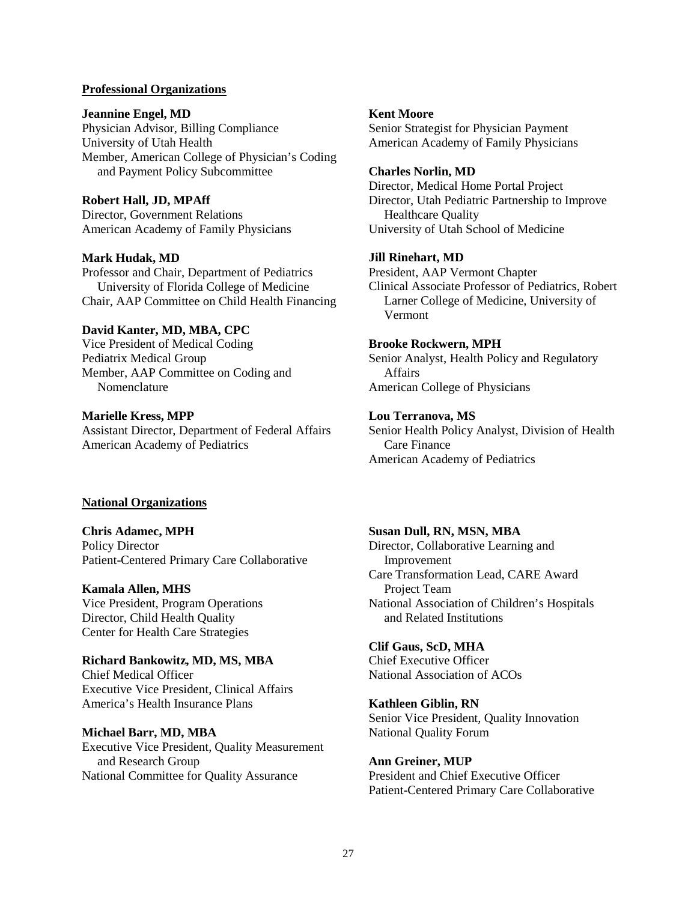**Professional Organizations**

**Jeannine Engel, MD**
Physician Advisor, Billing Compliance
University of Utah Health
Member, American College of Physician's Coding and Payment Policy Subcommittee

**Robert Hall, JD, MPAff**
Director, Government Relations
American Academy of Family Physicians

**Mark Hudak, MD**
Professor and Chair, Department of Pediatrics University of Florida College of Medicine
Chair, AAP Committee on Child Health Financing

**David Kanter, MD, MBA, CPC**
Vice President of Medical Coding
Pediatrix Medical Group
Member, AAP Committee on Coding and Nomenclature

**Marielle Kress, MPP**
Assistant Director, Department of Federal Affairs
American Academy of Pediatrics

**Kent Moore**
Senior Strategist for Physician Payment
American Academy of Family Physicians

**Charles Norlin, MD**
Director, Medical Home Portal Project
Director, Utah Pediatric Partnership to Improve Healthcare Quality
University of Utah School of Medicine

**Jill Rinehart, MD**
President, AAP Vermont Chapter
Clinical Associate Professor of Pediatrics, Robert Larner College of Medicine, University of Vermont

**Brooke Rockwern, MPH**
Senior Analyst, Health Policy and Regulatory Affairs
American College of Physicians

**Lou Terranova, MS**
Senior Health Policy Analyst, Division of Health Care Finance
American Academy of Pediatrics

**National Organizations**

**Chris Adamec, MPH**
Policy Director
Patient-Centered Primary Care Collaborative

**Kamala Allen, MHS**
Vice President, Program Operations
Director, Child Health Quality
Center for Health Care Strategies

**Richard Bankowitz, MD, MS, MBA**
Chief Medical Officer
Executive Vice President, Clinical Affairs
America's Health Insurance Plans

**Michael Barr, MD, MBA**
Executive Vice President, Quality Measurement and Research Group
National Committee for Quality Assurance

**Susan Dull, RN, MSN, MBA**
Director, Collaborative Learning and Improvement
Care Transformation Lead, CARE Award Project Team
National Association of Children's Hospitals and Related Institutions

**Clif Gaus, ScD, MHA**
Chief Executive Officer
National Association of ACOs

**Kathleen Giblin, RN**
Senior Vice President, Quality Innovation
National Quality Forum

**Ann Greiner, MUP**
President and Chief Executive Officer
Patient-Centered Primary Care Collaborative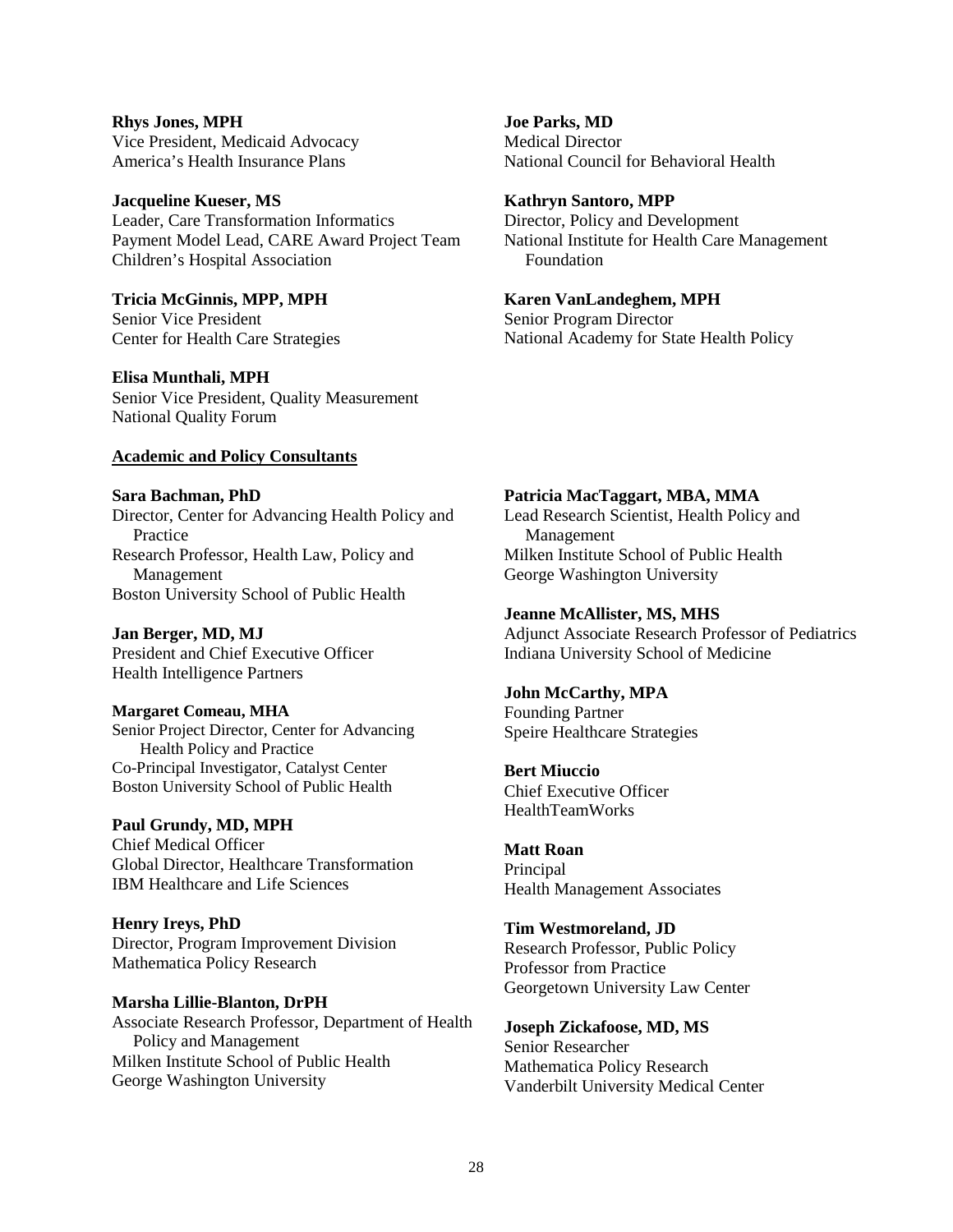**Rhys Jones, MPH**
Vice President, Medicaid Advocacy
America's Health Insurance Plans

**Jacqueline Kueser, MS**
Leader, Care Transformation Informatics
Payment Model Lead, CARE Award Project Team
Children's Hospital Association

**Tricia McGinnis, MPP, MPH**
Senior Vice President
Center for Health Care Strategies

**Elisa Munthali, MPH**
Senior Vice President, Quality Measurement
National Quality Forum

**Joe Parks, MD**
Medical Director
National Council for Behavioral Health

**Kathryn Santoro, MPP**
Director, Policy and Development
National Institute for Health Care Management Foundation

**Karen VanLandeghem, MPH**
Senior Program Director
National Academy for State Health Policy

**Academic and Policy Consultants**

**Sara Bachman, PhD**
Director, Center for Advancing Health Policy and Practice
Research Professor, Health Law, Policy and Management
Boston University School of Public Health

**Jan Berger, MD, MJ**
President and Chief Executive Officer
Health Intelligence Partners

**Margaret Comeau, MHA**
Senior Project Director, Center for Advancing Health Policy and Practice
Co-Principal Investigator, Catalyst Center
Boston University School of Public Health

**Paul Grundy, MD, MPH**
Chief Medical Officer
Global Director, Healthcare Transformation
IBM Healthcare and Life Sciences

**Henry Ireys, PhD**
Director, Program Improvement Division
Mathematica Policy Research

**Marsha Lillie-Blanton, DrPH**
Associate Research Professor, Department of Health Policy and Management
Milken Institute School of Public Health
George Washington University

**Patricia MacTaggart, MBA, MMA**
Lead Research Scientist, Health Policy and Management
Milken Institute School of Public Health
George Washington University

**Jeanne McAllister, MS, MHS**
Adjunct Associate Research Professor of Pediatrics
Indiana University School of Medicine

**John McCarthy, MPA**
Founding Partner
Speire Healthcare Strategies

**Bert Miuccio**
Chief Executive Officer
HealthTeamWorks

**Matt Roan**
Principal
Health Management Associates

**Tim Westmoreland, JD**
Research Professor, Public Policy
Professor from Practice
Georgetown University Law Center

**Joseph Zickafoose, MD, MS**
Senior Researcher
Mathematica Policy Research
Vanderbilt University Medical Center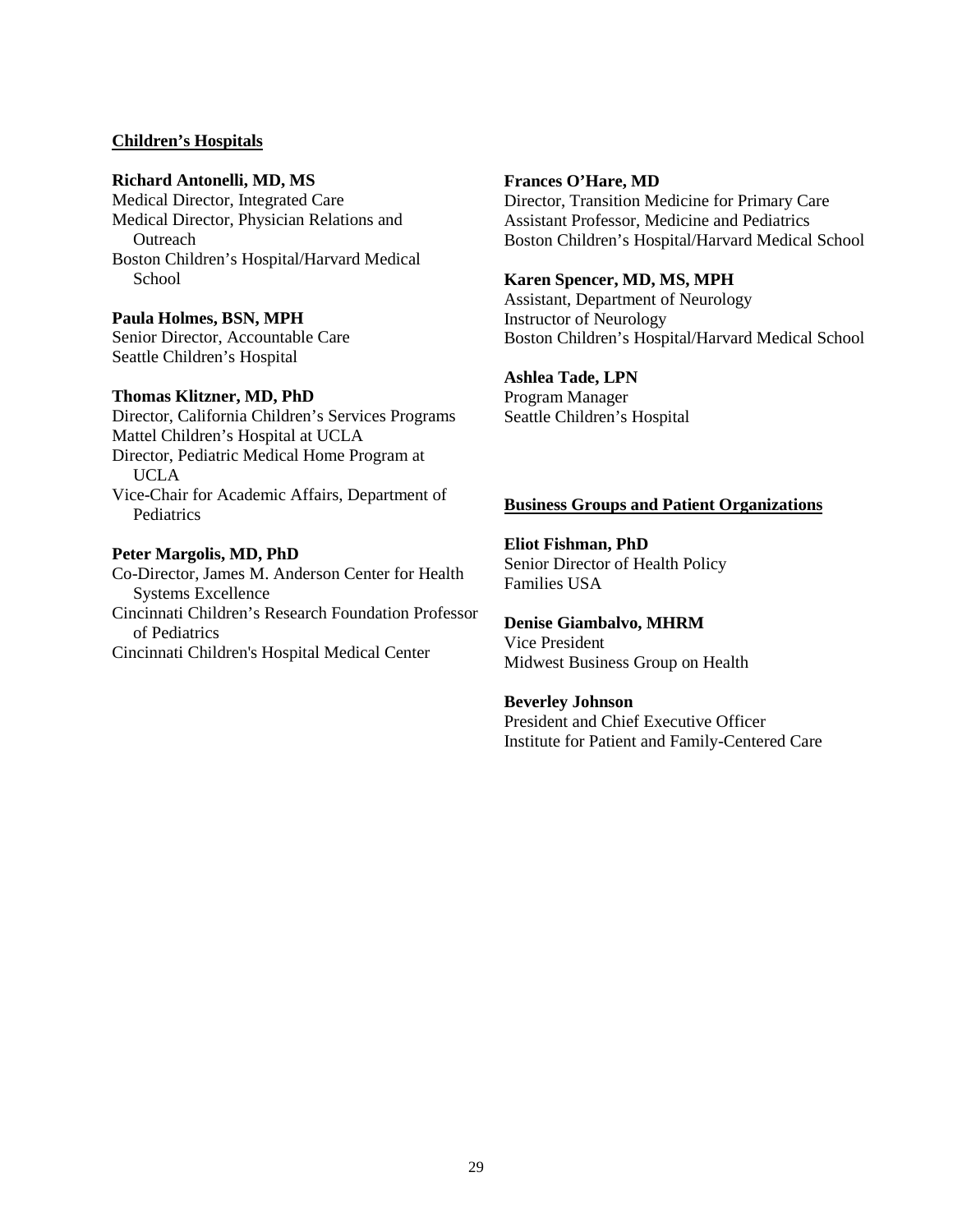**Children's Hospitals**

**Richard Antonelli, MD, MS**
Medical Director, Integrated Care
Medical Director, Physician Relations and Outreach
Boston Children's Hospital/Harvard Medical School

**Paula Holmes, BSN, MPH**
Senior Director, Accountable Care
Seattle Children's Hospital

**Thomas Klitzner, MD, PhD**
Director, California Children's Services Programs
Mattel Children's Hospital at UCLA
Director, Pediatric Medical Home Program at UCLA
Vice-Chair for Academic Affairs, Department of Pediatrics

**Peter Margolis, MD, PhD**
Co-Director, James M. Anderson Center for Health Systems Excellence
Cincinnati Children's Research Foundation Professor of Pediatrics
Cincinnati Children's Hospital Medical Center

**Frances O'Hare, MD**
Director, Transition Medicine for Primary Care
Assistant Professor, Medicine and Pediatrics
Boston Children's Hospital/Harvard Medical School

**Karen Spencer, MD, MS, MPH**
Assistant, Department of Neurology
Instructor of Neurology
Boston Children's Hospital/Harvard Medical School

**Ashlea Tade, LPN**
Program Manager
Seattle Children's Hospital

**Business Groups and Patient Organizations**

**Eliot Fishman, PhD**
Senior Director of Health Policy
Families USA

**Denise Giambalvo, MHRM**
Vice President
Midwest Business Group on Health

**Beverley Johnson**
President and Chief Executive Officer
Institute for Patient and Family-Centered Care